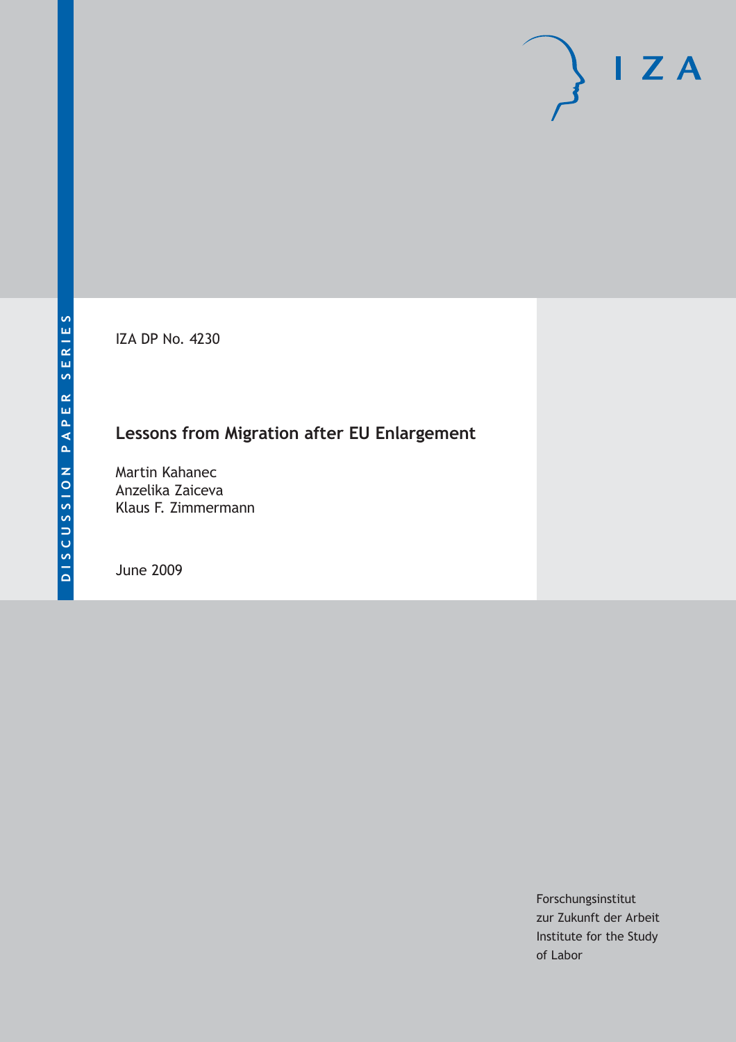DISCUSSION PAPER SERIES

IZA

IZA DP No. 4230

# Lessons from Migration after EU Enlargement

Martin Kahanec
Anzelika Zaiceva
Klaus F. Zimmermann

June 2009

Forschungsinstitut
zur Zukunft der Arbeit
Institute for the Study
of Labor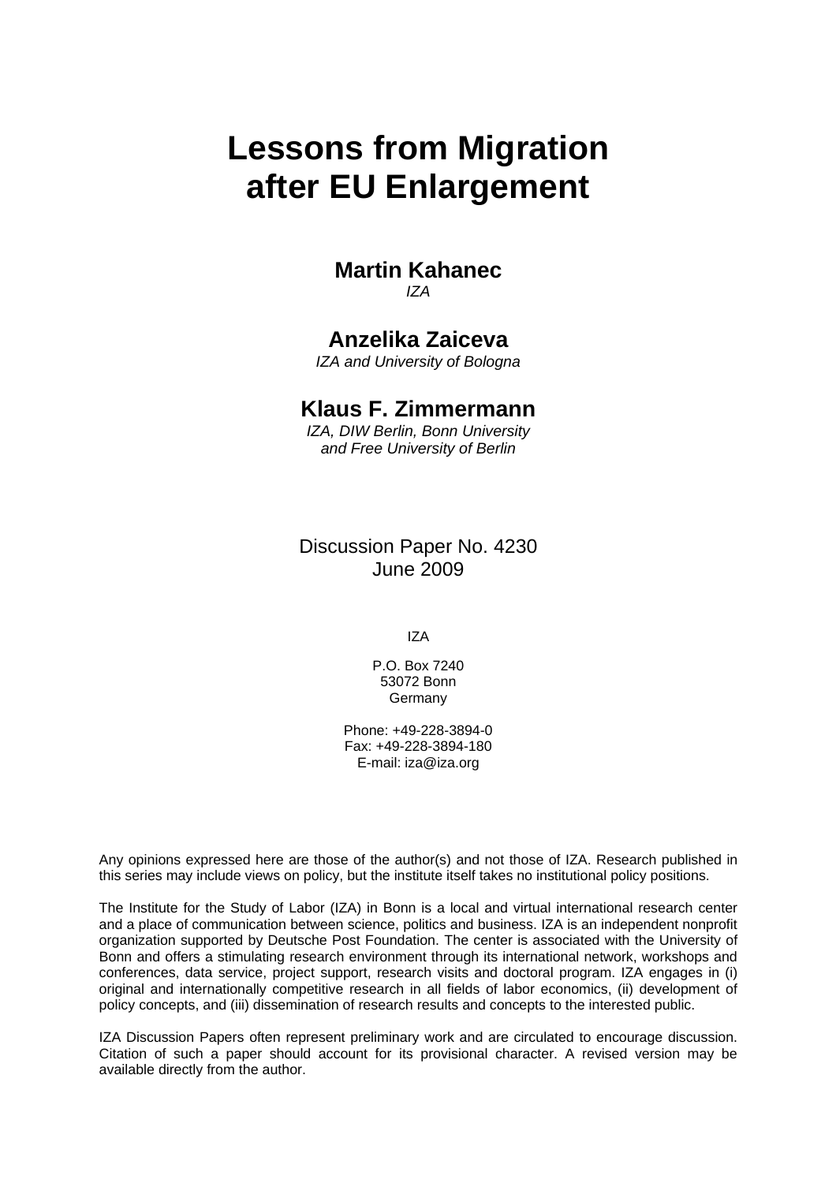# Lessons from Migration after EU Enlargement

**Martin Kahanec**
*IZA*

**Anzelika Zaiceva**
*IZA and University of Bologna*

**Klaus F. Zimmermann**
*IZA, DIW Berlin, Bonn University and Free University of Berlin*

Discussion Paper No. 4230
June 2009

IZA

P.O. Box 7240
53072 Bonn
Germany

Phone: +49-228-3894-0
Fax: +49-228-3894-180
E-mail: iza@iza.org

Any opinions expressed here are those of the author(s) and not those of IZA. Research published in this series may include views on policy, but the institute itself takes no institutional policy positions.

The Institute for the Study of Labor (IZA) in Bonn is a local and virtual international research center and a place of communication between science, politics and business. IZA is an independent nonprofit organization supported by Deutsche Post Foundation. The center is associated with the University of Bonn and offers a stimulating research environment through its international network, workshops and conferences, data service, project support, research visits and doctoral program. IZA engages in (i) original and internationally competitive research in all fields of labor economics, (ii) development of policy concepts, and (iii) dissemination of research results and concepts to the interested public.

IZA Discussion Papers often represent preliminary work and are circulated to encourage discussion. Citation of such a paper should account for its provisional character. A revised version may be available directly from the author.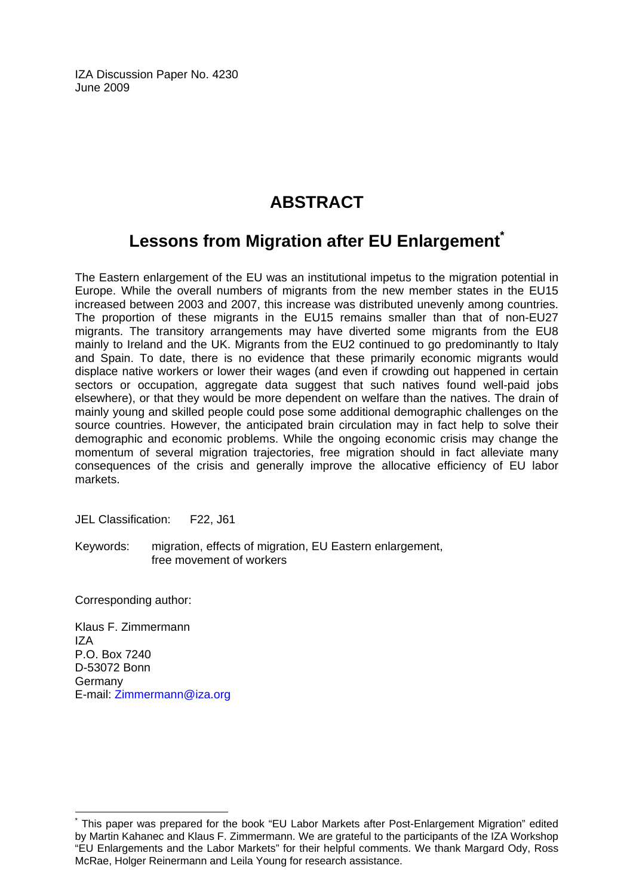IZA Discussion Paper No. 4230
June 2009

# ABSTRACT

## Lessons from Migration after EU Enlargement*

The Eastern enlargement of the EU was an institutional impetus to the migration potential in Europe. While the overall numbers of migrants from the new member states in the EU15 increased between 2003 and 2007, this increase was distributed unevenly among countries. The proportion of these migrants in the EU15 remains smaller than that of non-EU27 migrants. The transitory arrangements may have diverted some migrants from the EU8 mainly to Ireland and the UK. Migrants from the EU2 continued to go predominantly to Italy and Spain. To date, there is no evidence that these primarily economic migrants would displace native workers or lower their wages (and even if crowding out happened in certain sectors or occupation, aggregate data suggest that such natives found well-paid jobs elsewhere), or that they would be more dependent on welfare than the natives. The drain of mainly young and skilled people could pose some additional demographic challenges on the source countries. However, the anticipated brain circulation may in fact help to solve their demographic and economic problems. While the ongoing economic crisis may change the momentum of several migration trajectories, free migration should in fact alleviate many consequences of the crisis and generally improve the allocative efficiency of EU labor markets.

JEL Classification: F22, J61

Keywords: migration, effects of migration, EU Eastern enlargement, free movement of workers

Corresponding author:

Klaus F. Zimmermann
IZA
P.O. Box 7240
D-53072 Bonn
Germany
E-mail: Zimmermann@iza.org

---

* This paper was prepared for the book "EU Labor Markets after Post-Enlargement Migration" edited by Martin Kahanec and Klaus F. Zimmermann. We are grateful to the participants of the IZA Workshop "EU Enlargements and the Labor Markets" for their helpful comments. We thank Margard Ody, Ross McRae, Holger Reinermann and Leila Young for research assistance.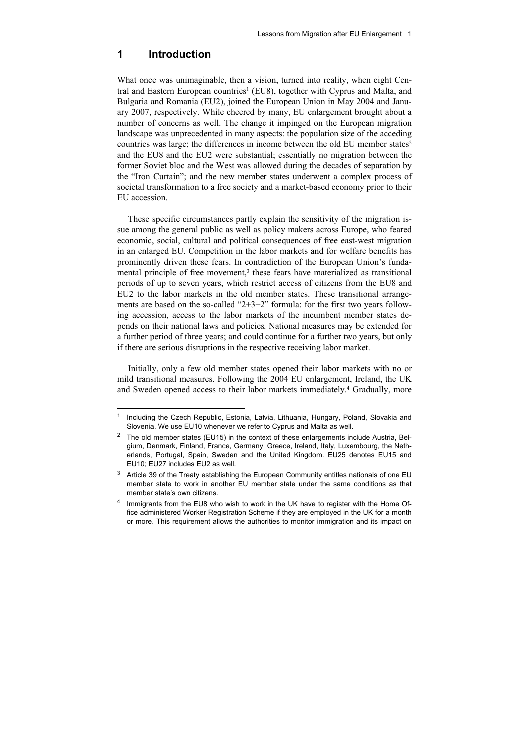# 1 Introduction

What once was unimaginable, then a vision, turned into reality, when eight Central and Eastern European countries[1] (EU8), together with Cyprus and Malta, and Bulgaria and Romania (EU2), joined the European Union in May 2004 and January 2007, respectively. While cheered by many, EU enlargement brought about a number of concerns as well. The change it impinged on the European migration landscape was unprecedented in many aspects: the population size of the acceding countries was large; the differences in income between the old EU member states[2] and the EU8 and the EU2 were substantial; essentially no migration between the former Soviet bloc and the West was allowed during the decades of separation by the "Iron Curtain"; and the new member states underwent a complex process of societal transformation to a free society and a market-based economy prior to their EU accession.

These specific circumstances partly explain the sensitivity of the migration issue among the general public as well as policy makers across Europe, who feared economic, social, cultural and political consequences of free east-west migration in an enlarged EU. Competition in the labor markets and for welfare benefits has prominently driven these fears. In contradiction of the European Union's fundamental principle of free movement,[3] these fears have materialized as transitional periods of up to seven years, which restrict access of citizens from the EU8 and EU2 to the labor markets in the old member states. These transitional arrangements are based on the so-called "2+3+2" formula: for the first two years following accession, access to the labor markets of the incumbent member states depends on their national laws and policies. National measures may be extended for a further period of three years; and could continue for a further two years, but only if there are serious disruptions in the respective receiving labor market.

Initially, only a few old member states opened their labor markets with no or mild transitional measures. Following the 2004 EU enlargement, Ireland, the UK and Sweden opened access to their labor markets immediately.[4] Gradually, more

---

[1] Including the Czech Republic, Estonia, Latvia, Lithuania, Hungary, Poland, Slovakia and Slovenia. We use EU10 whenever we refer to Cyprus and Malta as well.

[2] The old member states (EU15) in the context of these enlargements include Austria, Belgium, Denmark, Finland, France, Germany, Greece, Ireland, Italy, Luxembourg, the Netherlands, Portugal, Spain, Sweden and the United Kingdom. EU25 denotes EU15 and EU10; EU27 includes EU2 as well.

[3] Article 39 of the Treaty establishing the European Community entitles nationals of one EU member state to work in another EU member state under the same conditions as that member state's own citizens.

[4] Immigrants from the EU8 who wish to work in the UK have to register with the Home Office administered Worker Registration Scheme if they are employed in the UK for a month or more. This requirement allows the authorities to monitor immigration and its impact on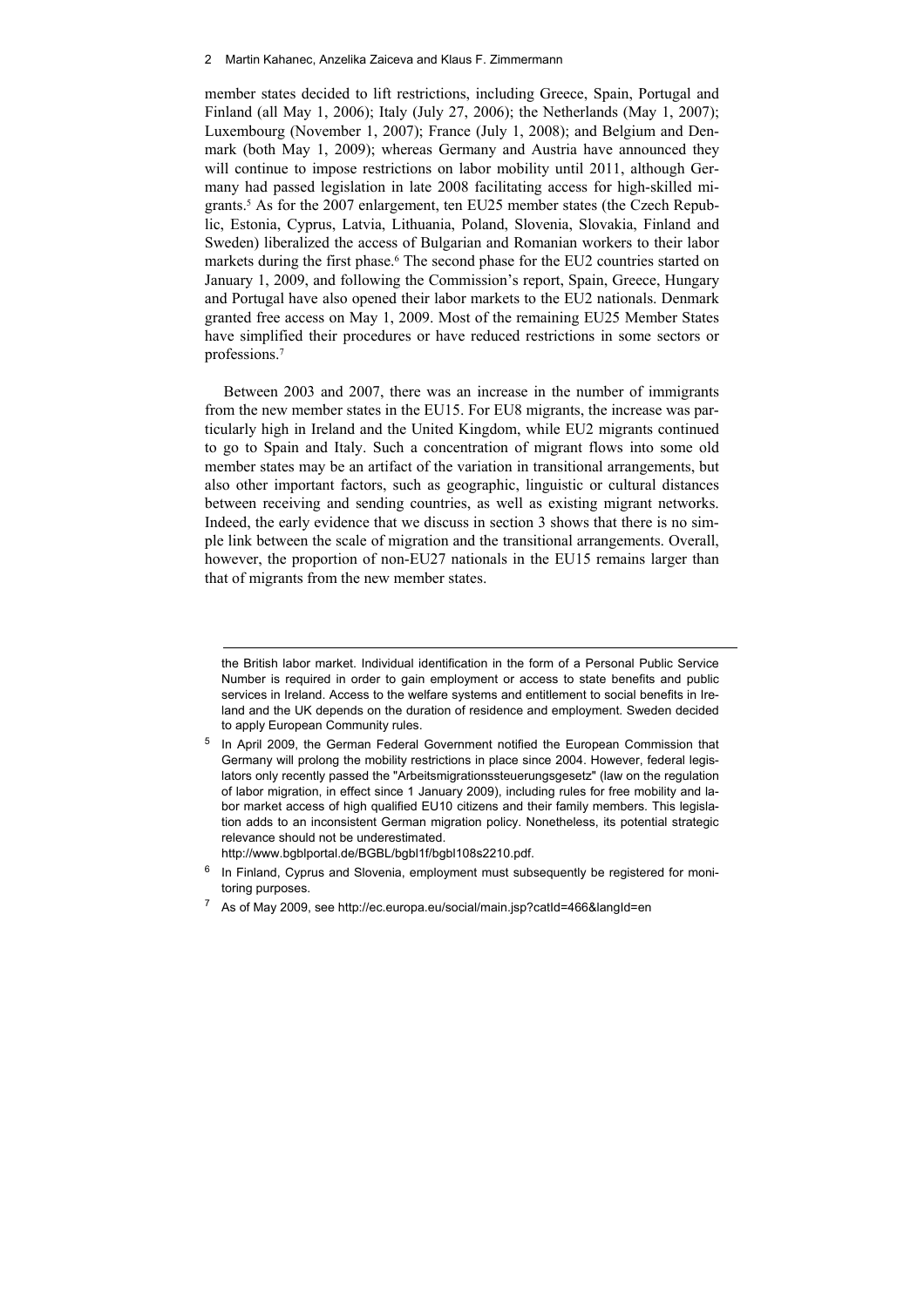member states decided to lift restrictions, including Greece, Spain, Portugal and Finland (all May 1, 2006); Italy (July 27, 2006); the Netherlands (May 1, 2007); Luxembourg (November 1, 2007); France (July 1, 2008); and Belgium and Denmark (both May 1, 2009); whereas Germany and Austria have announced they will continue to impose restrictions on labor mobility until 2011, although Germany had passed legislation in late 2008 facilitating access for high-skilled migrants.[5] As for the 2007 enlargement, ten EU25 member states (the Czech Republic, Estonia, Cyprus, Latvia, Lithuania, Poland, Slovenia, Slovakia, Finland and Sweden) liberalized the access of Bulgarian and Romanian workers to their labor markets during the first phase.[6] The second phase for the EU2 countries started on January 1, 2009, and following the Commission's report, Spain, Greece, Hungary and Portugal have also opened their labor markets to the EU2 nationals. Denmark granted free access on May 1, 2009. Most of the remaining EU25 Member States have simplified their procedures or have reduced restrictions in some sectors or professions.[7]

Between 2003 and 2007, there was an increase in the number of immigrants from the new member states in the EU15. For EU8 migrants, the increase was particularly high in Ireland and the United Kingdom, while EU2 migrants continued to go to Spain and Italy. Such a concentration of migrant flows into some old member states may be an artifact of the variation in transitional arrangements, but also other important factors, such as geographic, linguistic or cultural distances between receiving and sending countries, as well as existing migrant networks. Indeed, the early evidence that we discuss in section 3 shows that there is no simple link between the scale of migration and the transitional arrangements. Overall, however, the proportion of non-EU27 nationals in the EU15 remains larger than that of migrants from the new member states.

---

the British labor market. Individual identification in the form of a Personal Public Service Number is required in order to gain employment or access to state benefits and public services in Ireland. Access to the welfare systems and entitlement to social benefits in Ireland and the UK depends on the duration of residence and employment. Sweden decided to apply European Community rules.

[5] In April 2009, the German Federal Government notified the European Commission that Germany will prolong the mobility restrictions in place since 2004. However, federal legislators only recently passed the "Arbeitsmigrationssteuerungsgesetz" (law on the regulation of labor migration, in effect since 1 January 2009), including rules for free mobility and labor market access of high qualified EU10 citizens and their family members. This legislation adds to an inconsistent German migration policy. Nonetheless, its potential strategic relevance should not be underestimated. http://www.bgblportal.de/BGBL/bgbl1f/bgbl108s2210.pdf.

[6] In Finland, Cyprus and Slovenia, employment must subsequently be registered for monitoring purposes.

[7] As of May 2009, see http://ec.europa.eu/social/main.jsp?catId=466&langId=en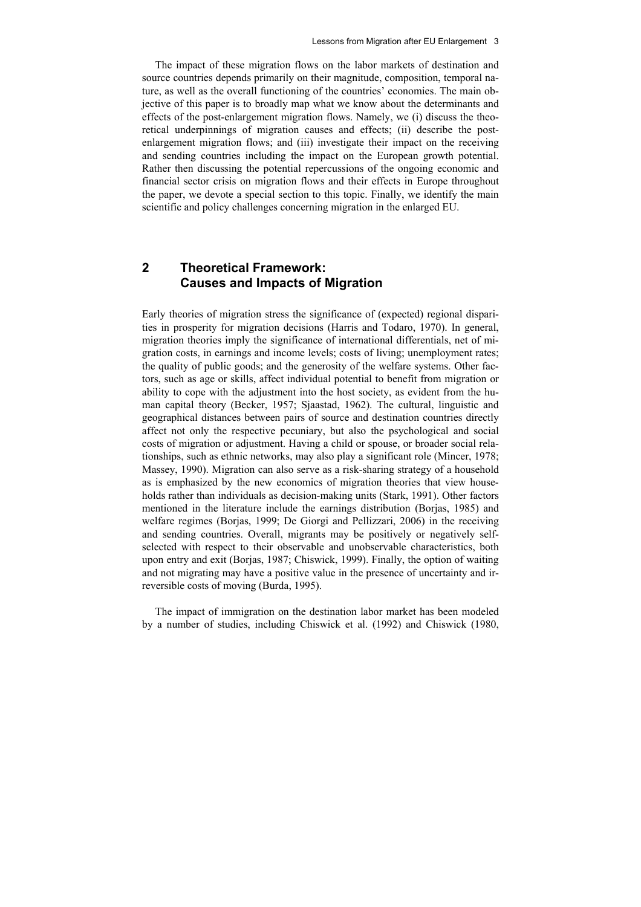The impact of these migration flows on the labor markets of destination and source countries depends primarily on their magnitude, composition, temporal nature, as well as the overall functioning of the countries' economies. The main objective of this paper is to broadly map what we know about the determinants and effects of the post-enlargement migration flows. Namely, we (i) discuss the theoretical underpinnings of migration causes and effects; (ii) describe the post-enlargement migration flows; and (iii) investigate their impact on the receiving and sending countries including the impact on the European growth potential. Rather then discussing the potential repercussions of the ongoing economic and financial sector crisis on migration flows and their effects in Europe throughout the paper, we devote a special section to this topic. Finally, we identify the main scientific and policy challenges concerning migration in the enlarged EU.

## 2 Theoretical Framework: Causes and Impacts of Migration

Early theories of migration stress the significance of (expected) regional disparities in prosperity for migration decisions (Harris and Todaro, 1970). In general, migration theories imply the significance of international differentials, net of migration costs, in earnings and income levels; costs of living; unemployment rates; the quality of public goods; and the generosity of the welfare systems. Other factors, such as age or skills, affect individual potential to benefit from migration or ability to cope with the adjustment into the host society, as evident from the human capital theory (Becker, 1957; Sjaastad, 1962). The cultural, linguistic and geographical distances between pairs of source and destination countries directly affect not only the respective pecuniary, but also the psychological and social costs of migration or adjustment. Having a child or spouse, or broader social relationships, such as ethnic networks, may also play a significant role (Mincer, 1978; Massey, 1990). Migration can also serve as a risk-sharing strategy of a household as is emphasized by the new economics of migration theories that view households rather than individuals as decision-making units (Stark, 1991). Other factors mentioned in the literature include the earnings distribution (Borjas, 1985) and welfare regimes (Borjas, 1999; De Giorgi and Pellizzari, 2006) in the receiving and sending countries. Overall, migrants may be positively or negatively self-selected with respect to their observable and unobservable characteristics, both upon entry and exit (Borjas, 1987; Chiswick, 1999). Finally, the option of waiting and not migrating may have a positive value in the presence of uncertainty and irreversible costs of moving (Burda, 1995).

The impact of immigration on the destination labor market has been modeled by a number of studies, including Chiswick et al. (1992) and Chiswick (1980,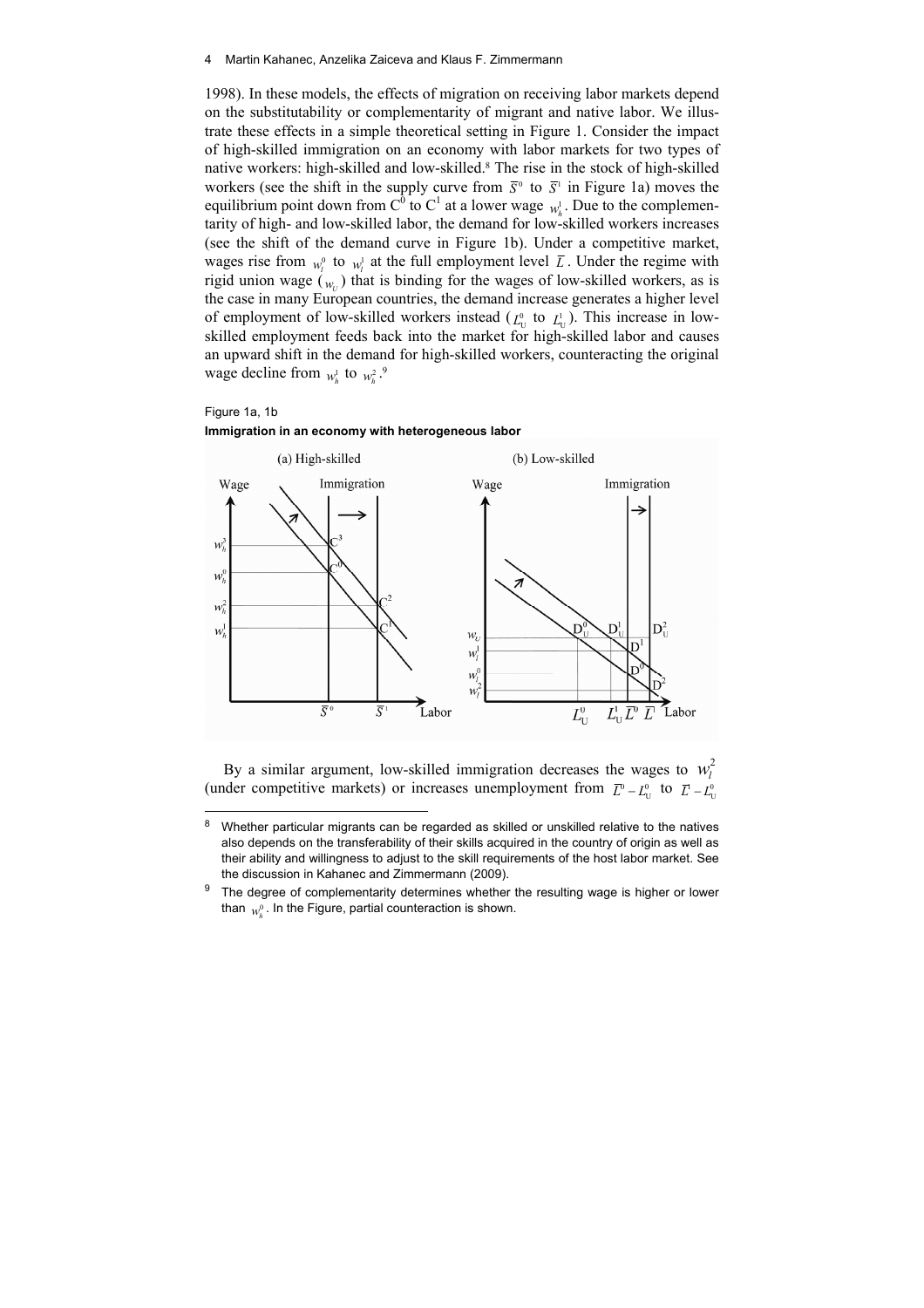1998). In these models, the effects of migration on receiving labor markets depend on the substitutability or complementarity of migrant and native labor. We illustrate these effects in a simple theoretical setting in Figure 1. Consider the impact of high-skilled immigration on an economy with labor markets for two types of native workers: high-skilled and low-skilled.[8] The rise in the stock of high-skilled workers (see the shift in the supply curve from $\overline{S}^0$ to $\overline{S}^1$ in Figure 1a) moves the equilibrium point down from $C^0$ to $C^1$ at a lower wage $w_h^1$. Due to the complementarity of high- and low-skilled labor, the demand for low-skilled workers increases (see the shift of the demand curve in Figure 1b). Under a competitive market, wages rise from $w_l^0$ to $w_l^1$ at the full employment level $\overline{L}$. Under the regime with rigid union wage ($w_U$) that is binding for the wages of low-skilled workers, as is the case in many European countries, the demand increase generates a higher level of employment of low-skilled workers instead ($L_U^0$ to $L_U^1$). This increase in low-skilled employment feeds back into the market for high-skilled labor and causes an upward shift in the demand for high-skilled workers, counteracting the original wage decline from $w_h^1$ to $w_h^2$.[9]

Figure 1a, 1b

**Immigration in an economy with heterogeneous labor**

By a similar argument, low-skilled immigration decreases the wages to $w_l^2$ (under competitive markets) or increases unemployment from $\overline{L}^0 - L_U^0$ to $\overline{L}^1 - L_U^0$

[8] Whether particular migrants can be regarded as skilled or unskilled relative to the natives also depends on the transferability of their skills acquired in the country of origin as well as their ability and willingness to adjust to the skill requirements of the host labor market. See the discussion in Kahanec and Zimmermann (2009).

[9] The degree of complementarity determines whether the resulting wage is higher or lower than $w_h^0$. In the Figure, partial counteraction is shown.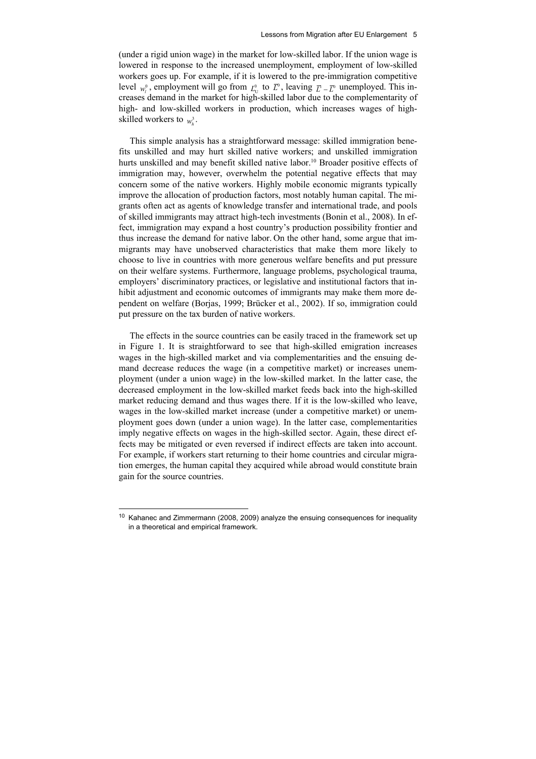(under a rigid union wage) in the market for low-skilled labor. If the union wage is lowered in response to the increased unemployment, employment of low-skilled workers goes up. For example, if it is lowered to the pre-immigration competitive level $w_l^0$, employment will go from $L_U^0$ to $\overline{L}^0$, leaving $\overline{L} - \overline{L}^0$ unemployed. This increases demand in the market for high-skilled labor due to the complementarity of high- and low-skilled workers in production, which increases wages of high-skilled workers to $w_h^3$.

This simple analysis has a straightforward message: skilled immigration benefits unskilled and may hurt skilled native workers; and unskilled immigration hurts unskilled and may benefit skilled native labor.[10] Broader positive effects of immigration may, however, overwhelm the potential negative effects that may concern some of the native workers. Highly mobile economic migrants typically improve the allocation of production factors, most notably human capital. The migrants often act as agents of knowledge transfer and international trade, and pools of skilled immigrants may attract high-tech investments (Bonin et al., 2008). In effect, immigration may expand a host country's production possibility frontier and thus increase the demand for native labor. On the other hand, some argue that immigrants may have unobserved characteristics that make them more likely to choose to live in countries with more generous welfare benefits and put pressure on their welfare systems. Furthermore, language problems, psychological trauma, employers' discriminatory practices, or legislative and institutional factors that inhibit adjustment and economic outcomes of immigrants may make them more dependent on welfare (Borjas, 1999; Brücker et al., 2002). If so, immigration could put pressure on the tax burden of native workers.

The effects in the source countries can be easily traced in the framework set up in Figure 1. It is straightforward to see that high-skilled emigration increases wages in the high-skilled market and via complementarities and the ensuing demand decrease reduces the wage (in a competitive market) or increases unemployment (under a union wage) in the low-skilled market. In the latter case, the decreased employment in the low-skilled market feeds back into the high-skilled market reducing demand and thus wages there. If it is the low-skilled who leave, wages in the low-skilled market increase (under a competitive market) or unemployment goes down (under a union wage). In the latter case, complementarities imply negative effects on wages in the high-skilled sector. Again, these direct effects may be mitigated or even reversed if indirect effects are taken into account. For example, if workers start returning to their home countries and circular migration emerges, the human capital they acquired while abroad would constitute brain gain for the source countries.

---

[10] Kahanec and Zimmermann (2008, 2009) analyze the ensuing consequences for inequality in a theoretical and empirical framework.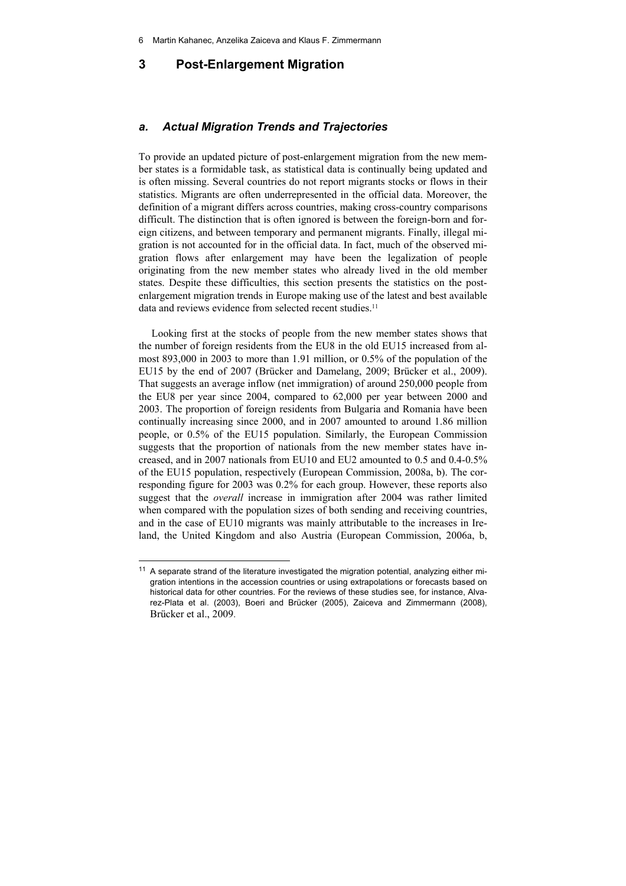## 3 Post-Enlargement Migration

### *a. Actual Migration Trends and Trajectories*

To provide an updated picture of post-enlargement migration from the new member states is a formidable task, as statistical data is continually being updated and is often missing. Several countries do not report migrants stocks or flows in their statistics. Migrants are often underrepresented in the official data. Moreover, the definition of a migrant differs across countries, making cross-country comparisons difficult. The distinction that is often ignored is between the foreign-born and foreign citizens, and between temporary and permanent migrants. Finally, illegal migration is not accounted for in the official data. In fact, much of the observed migration flows after enlargement may have been the legalization of people originating from the new member states who already lived in the old member states. Despite these difficulties, this section presents the statistics on the post-enlargement migration trends in Europe making use of the latest and best available data and reviews evidence from selected recent studies.[11]

Looking first at the stocks of people from the new member states shows that the number of foreign residents from the EU8 in the old EU15 increased from almost 893,000 in 2003 to more than 1.91 million, or 0.5% of the population of the EU15 by the end of 2007 (Brücker and Damelang, 2009; Brücker et al., 2009). That suggests an average inflow (net immigration) of around 250,000 people from the EU8 per year since 2004, compared to 62,000 per year between 2000 and 2003. The proportion of foreign residents from Bulgaria and Romania have been continually increasing since 2000, and in 2007 amounted to around 1.86 million people, or 0.5% of the EU15 population. Similarly, the European Commission suggests that the proportion of nationals from the new member states have increased, and in 2007 nationals from EU10 and EU2 amounted to 0.5 and 0.4-0.5% of the EU15 population, respectively (European Commission, 2008a, b). The corresponding figure for 2003 was 0.2% for each group. However, these reports also suggest that the *overall* increase in immigration after 2004 was rather limited when compared with the population sizes of both sending and receiving countries, and in the case of EU10 migrants was mainly attributable to the increases in Ireland, the United Kingdom and also Austria (European Commission, 2006a, b,

[11] A separate strand of the literature investigated the migration potential, analyzing either migration intentions in the accession countries or using extrapolations or forecasts based on historical data for other countries. For the reviews of these studies see, for instance, Alvarez-Plata et al. (2003), Boeri and Brücker (2005), Zaiceva and Zimmermann (2008), Brücker et al., 2009.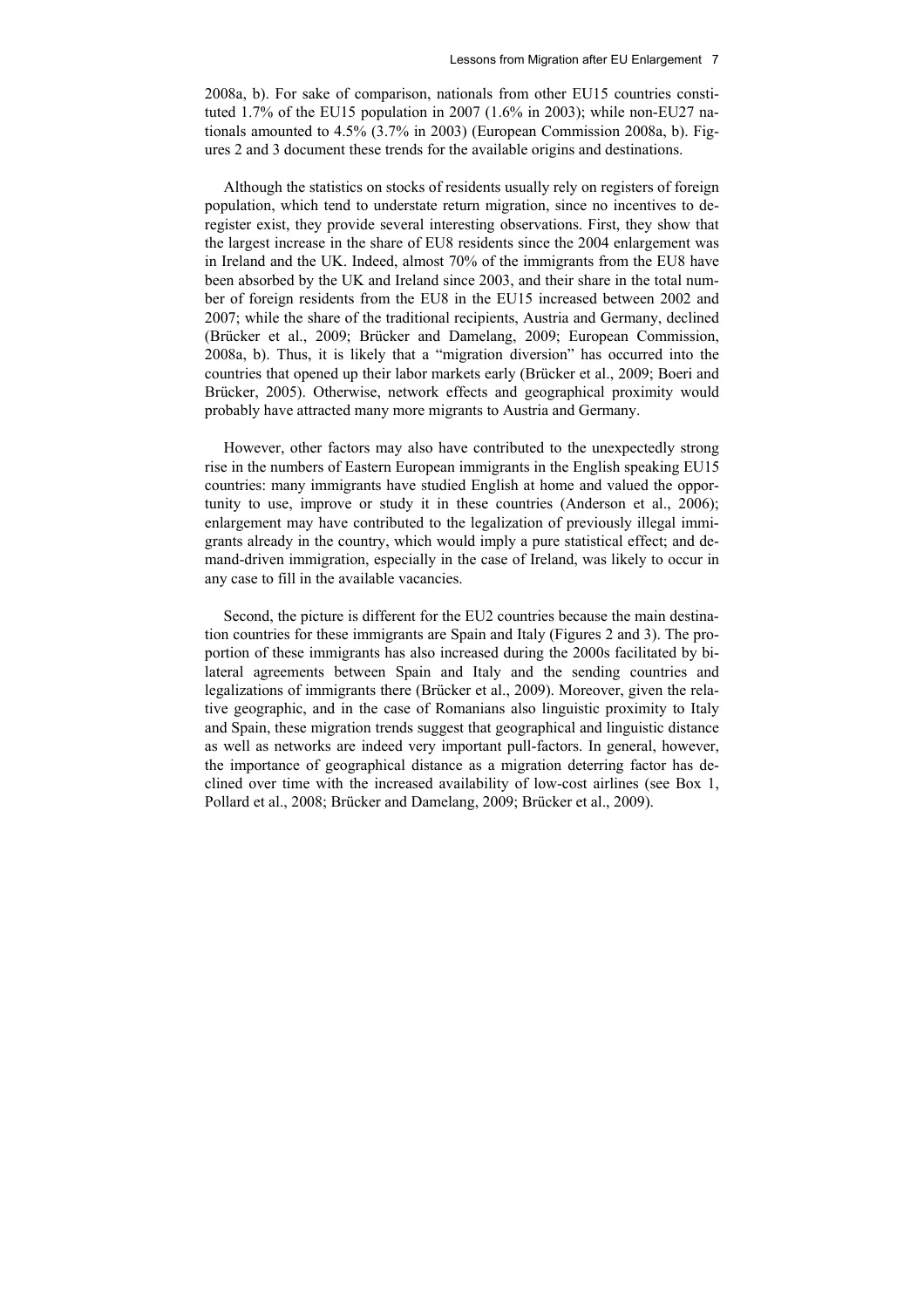2008a, b). For sake of comparison, nationals from other EU15 countries constituted 1.7% of the EU15 population in 2007 (1.6% in 2003); while non-EU27 nationals amounted to 4.5% (3.7% in 2003) (European Commission 2008a, b). Figures 2 and 3 document these trends for the available origins and destinations.

Although the statistics on stocks of residents usually rely on registers of foreign population, which tend to understate return migration, since no incentives to de-register exist, they provide several interesting observations. First, they show that the largest increase in the share of EU8 residents since the 2004 enlargement was in Ireland and the UK. Indeed, almost 70% of the immigrants from the EU8 have been absorbed by the UK and Ireland since 2003, and their share in the total number of foreign residents from the EU8 in the EU15 increased between 2002 and 2007; while the share of the traditional recipients, Austria and Germany, declined (Brücker et al., 2009; Brücker and Damelang, 2009; European Commission, 2008a, b). Thus, it is likely that a "migration diversion" has occurred into the countries that opened up their labor markets early (Brücker et al., 2009; Boeri and Brücker, 2005). Otherwise, network effects and geographical proximity would probably have attracted many more migrants to Austria and Germany.

However, other factors may also have contributed to the unexpectedly strong rise in the numbers of Eastern European immigrants in the English speaking EU15 countries: many immigrants have studied English at home and valued the opportunity to use, improve or study it in these countries (Anderson et al., 2006); enlargement may have contributed to the legalization of previously illegal immigrants already in the country, which would imply a pure statistical effect; and demand-driven immigration, especially in the case of Ireland, was likely to occur in any case to fill in the available vacancies.

Second, the picture is different for the EU2 countries because the main destination countries for these immigrants are Spain and Italy (Figures 2 and 3). The proportion of these immigrants has also increased during the 2000s facilitated by bilateral agreements between Spain and Italy and the sending countries and legalizations of immigrants there (Brücker et al., 2009). Moreover, given the relative geographic, and in the case of Romanians also linguistic proximity to Italy and Spain, these migration trends suggest that geographical and linguistic distance as well as networks are indeed very important pull-factors. In general, however, the importance of geographical distance as a migration deterring factor has declined over time with the increased availability of low-cost airlines (see Box 1, Pollard et al., 2008; Brücker and Damelang, 2009; Brücker et al., 2009).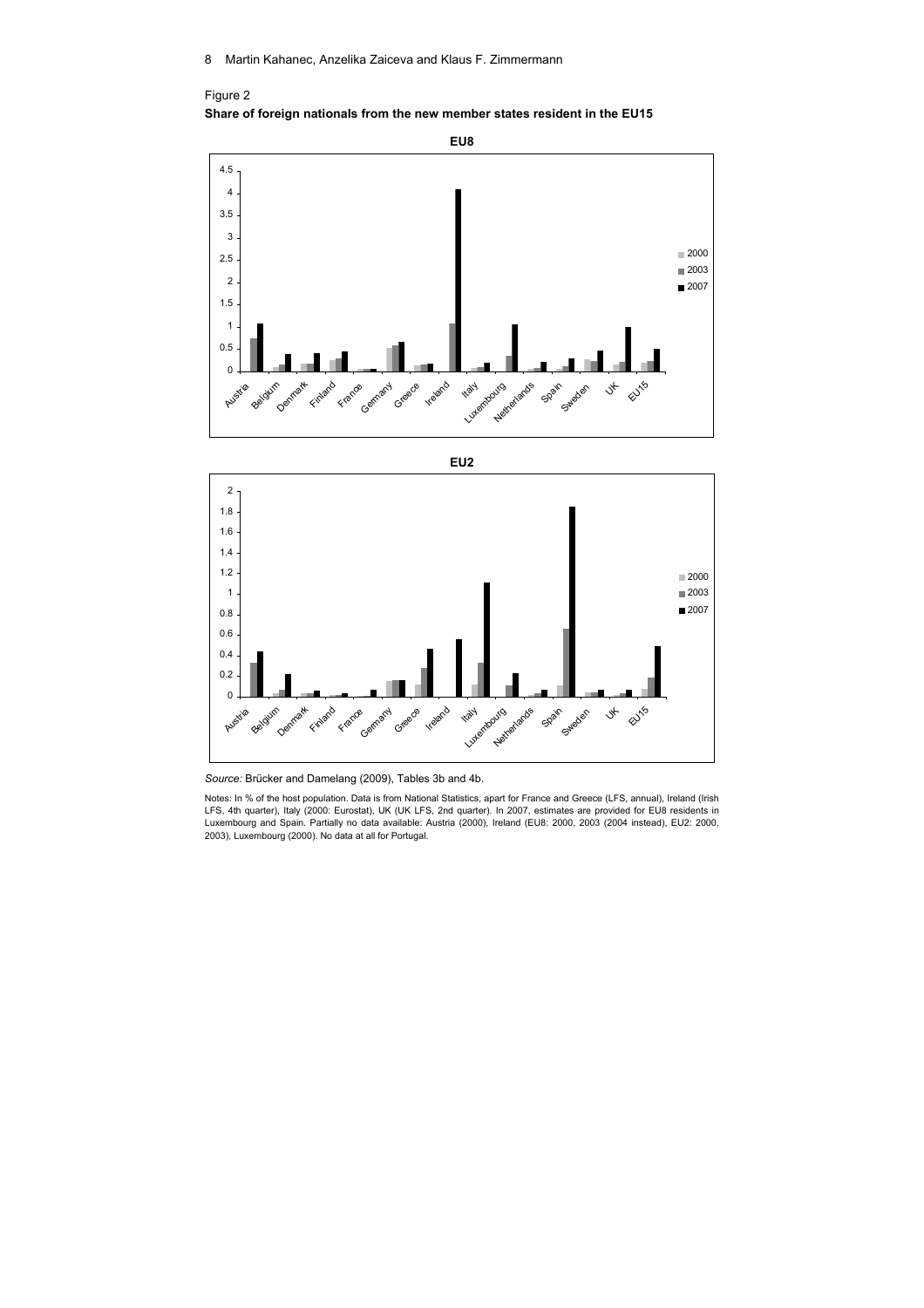Figure 2

**Share of foreign nationals from the new member states resident in the EU15**

*Source:* Brücker and Damelang (2009), Tables 3b and 4b.

Notes: In % of the host population. Data is from National Statistics, apart for France and Greece (LFS, annual), Ireland (Irish LFS, 4th quarter), Italy (2000: Eurostat), UK (UK LFS, 2nd quarter). In 2007, estimates are provided for EU8 residents in Luxembourg and Spain. Partially no data available: Austria (2000), Ireland (EU8: 2000, 2003 (2004 instead), EU2: 2000, 2003), Luxembourg (2000). No data at all for Portugal.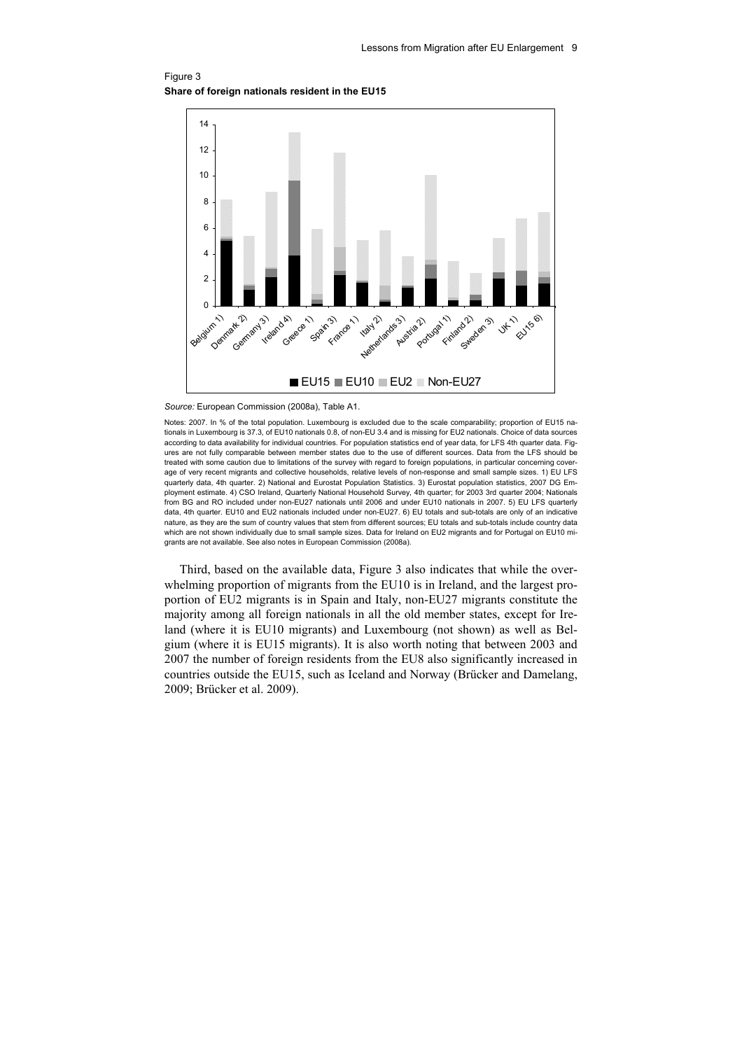Figure 3
**Share of foreign nationals resident in the EU15**

*Source:* European Commission (2008a), Table A1.

Notes: 2007. In % of the total population. Luxembourg is excluded due to the scale comparability; proportion of EU15 nationals in Luxembourg is 37.3, of EU10 nationals 0.8, of non-EU 3.4 and is missing for EU2 nationals. Choice of data sources according to data availability for individual countries. For population statistics end of year data, for LFS 4th quarter data. Figures are not fully comparable between member states due to the use of different sources. Data from the LFS should be treated with some caution due to limitations of the survey with regard to foreign populations, in particular concerning coverage of very recent migrants and collective households, relative levels of non-response and small sample sizes. 1) EU LFS quarterly data, 4th quarter. 2) National and Eurostat Population Statistics. 3) Eurostat population statistics, 2007 DG Employment estimate. 4) CSO Ireland, Quarterly National Household Survey, 4th quarter; for 2003 3rd quarter 2004; Nationals from BG and RO included under non-EU27 nationals until 2006 and under EU10 nationals in 2007. 5) EU LFS quarterly data, 4th quarter. EU10 and EU2 nationals included under non-EU27. 6) EU totals and sub-totals are only of an indicative nature, as they are the sum of country values that stem from different sources; EU totals and sub-totals include country data which are not shown individually due to small sample sizes. Data for Ireland on EU2 migrants and for Portugal on EU10 migrants are not available. See also notes in European Commission (2008a).

Third, based on the available data, Figure 3 also indicates that while the overwhelming proportion of migrants from the EU10 is in Ireland, and the largest proportion of EU2 migrants is in Spain and Italy, non-EU27 migrants constitute the majority among all foreign nationals in all the old member states, except for Ireland (where it is EU10 migrants) and Luxembourg (not shown) as well as Belgium (where it is EU15 migrants). It is also worth noting that between 2003 and 2007 the number of foreign residents from the EU8 also significantly increased in countries outside the EU15, such as Iceland and Norway (Brücker and Damelang, 2009; Brücker et al. 2009).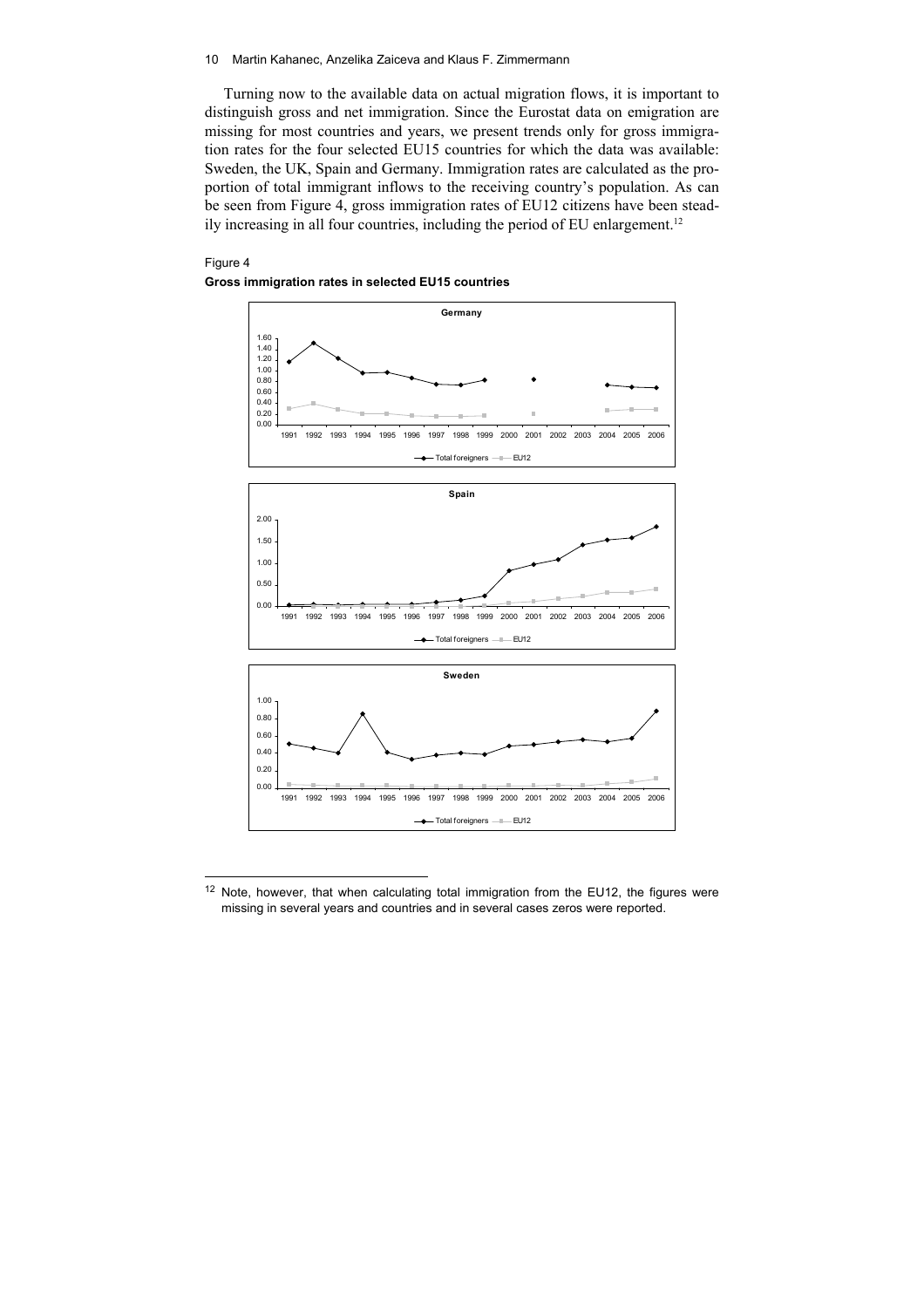Turning now to the available data on actual migration flows, it is important to distinguish gross and net immigration. Since the Eurostat data on emigration are missing for most countries and years, we present trends only for gross immigration rates for the four selected EU15 countries for which the data was available: Sweden, the UK, Spain and Germany. Immigration rates are calculated as the proportion of total immigrant inflows to the receiving country's population. As can be seen from Figure 4, gross immigration rates of EU12 citizens have been steadily increasing in all four countries, including the period of EU enlargement.[12]

Figure 4

**Gross immigration rates in selected EU15 countries**

[12] Note, however, that when calculating total immigration from the EU12, the figures were missing in several years and countries and in several cases zeros were reported.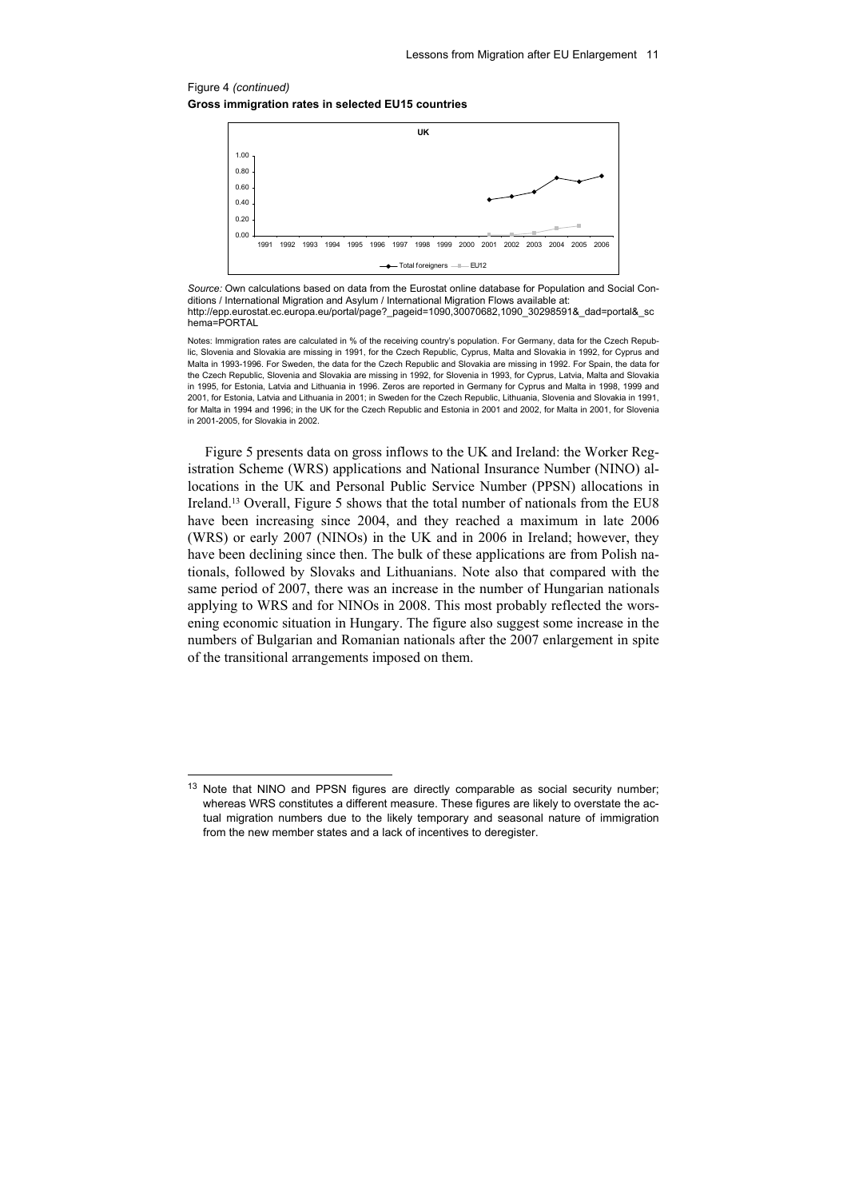Figure 4 *(continued)*

**Gross immigration rates in selected EU15 countries**

*Source:* Own calculations based on data from the Eurostat online database for Population and Social Conditions / International Migration and Asylum / International Migration Flows available at: http://epp.eurostat.ec.europa.eu/portal/page?_pageid=1090,30070682,1090_30298591&_dad=portal&_schema=PORTAL

Notes: Immigration rates are calculated in % of the receiving country's population. For Germany, data for the Czech Republic, Slovenia and Slovakia are missing in 1991, for the Czech Republic, Cyprus, Malta and Slovakia in 1992, for Cyprus and Malta in 1993-1996. For Sweden, the data for the Czech Republic and Slovakia are missing in 1992. For Spain, the data for the Czech Republic, Slovenia and Slovakia are missing in 1992, for Slovenia in 1993, for Cyprus, Latvia, Malta and Slovakia in 1995, for Estonia, Latvia and Lithuania in 1996. Zeros are reported in Germany for Cyprus and Malta in 1998, 1999 and 2001, for Estonia, Latvia and Lithuania in 2001; in Sweden for the Czech Republic, Lithuania, Slovenia and Slovakia in 1991, for Malta in 1994 and 1996; in the UK for the Czech Republic and Estonia in 2001 and 2002, for Malta in 2001, for Slovenia in 2001-2005, for Slovakia in 2002.

Figure 5 presents data on gross inflows to the UK and Ireland: the Worker Registration Scheme (WRS) applications and National Insurance Number (NINO) allocations in the UK and Personal Public Service Number (PPSN) allocations in Ireland.[13] Overall, Figure 5 shows that the total number of nationals from the EU8 have been increasing since 2004, and they reached a maximum in late 2006 (WRS) or early 2007 (NINOs) in the UK and in 2006 in Ireland; however, they have been declining since then. The bulk of these applications are from Polish nationals, followed by Slovaks and Lithuanians. Note also that compared with the same period of 2007, there was an increase in the number of Hungarian nationals applying to WRS and for NINOs in 2008. This most probably reflected the worsening economic situation in Hungary. The figure also suggest some increase in the numbers of Bulgarian and Romanian nationals after the 2007 enlargement in spite of the transitional arrangements imposed on them.

[13] Note that NINO and PPSN figures are directly comparable as social security number; whereas WRS constitutes a different measure. These figures are likely to overstate the actual migration numbers due to the likely temporary and seasonal nature of immigration from the new member states and a lack of incentives to deregister.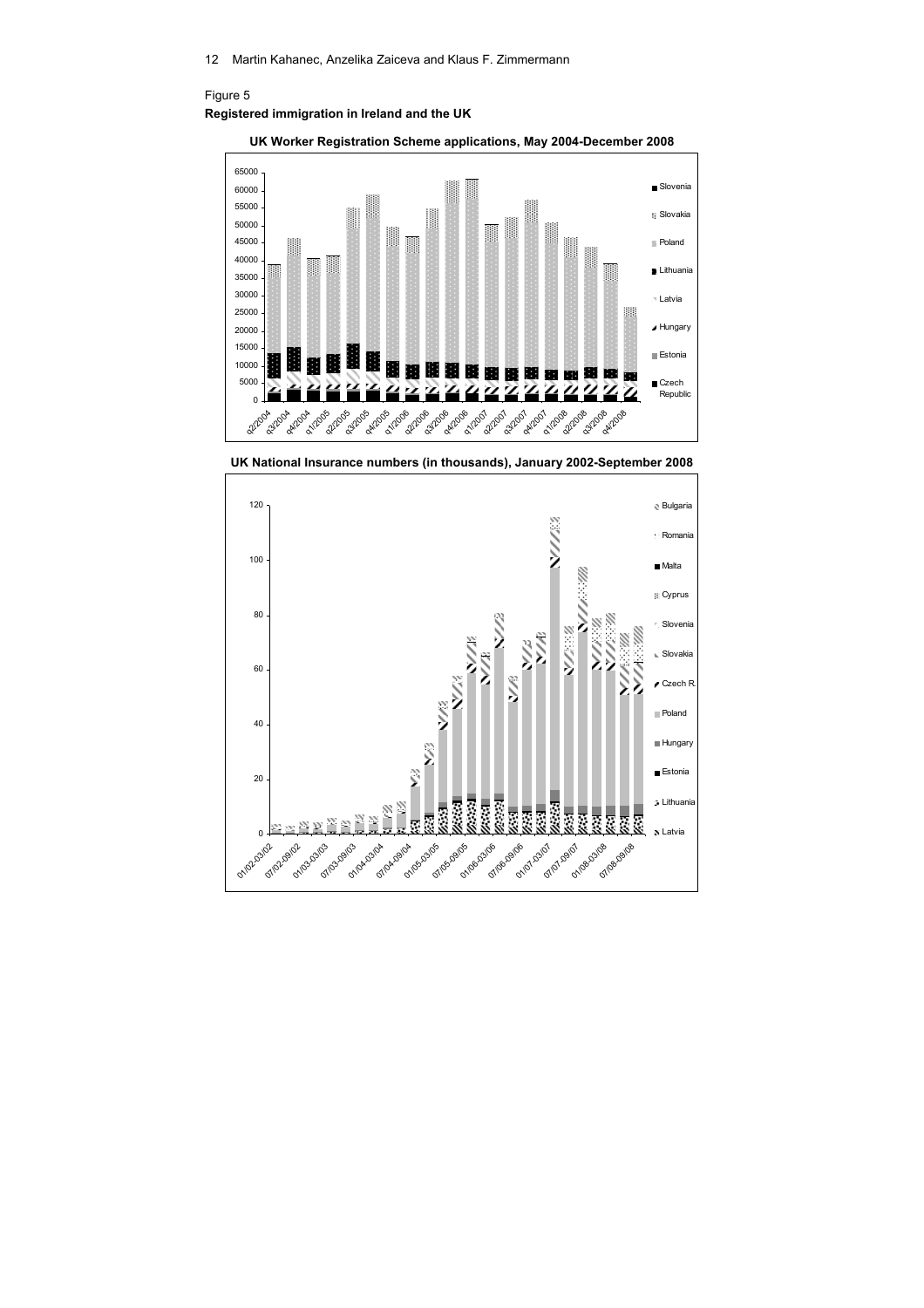Figure 5

**Registered immigration in Ireland and the UK**

**UK Worker Registration Scheme applications, May 2004-December 2008**

**UK National Insurance numbers (in thousands), January 2002-September 2008**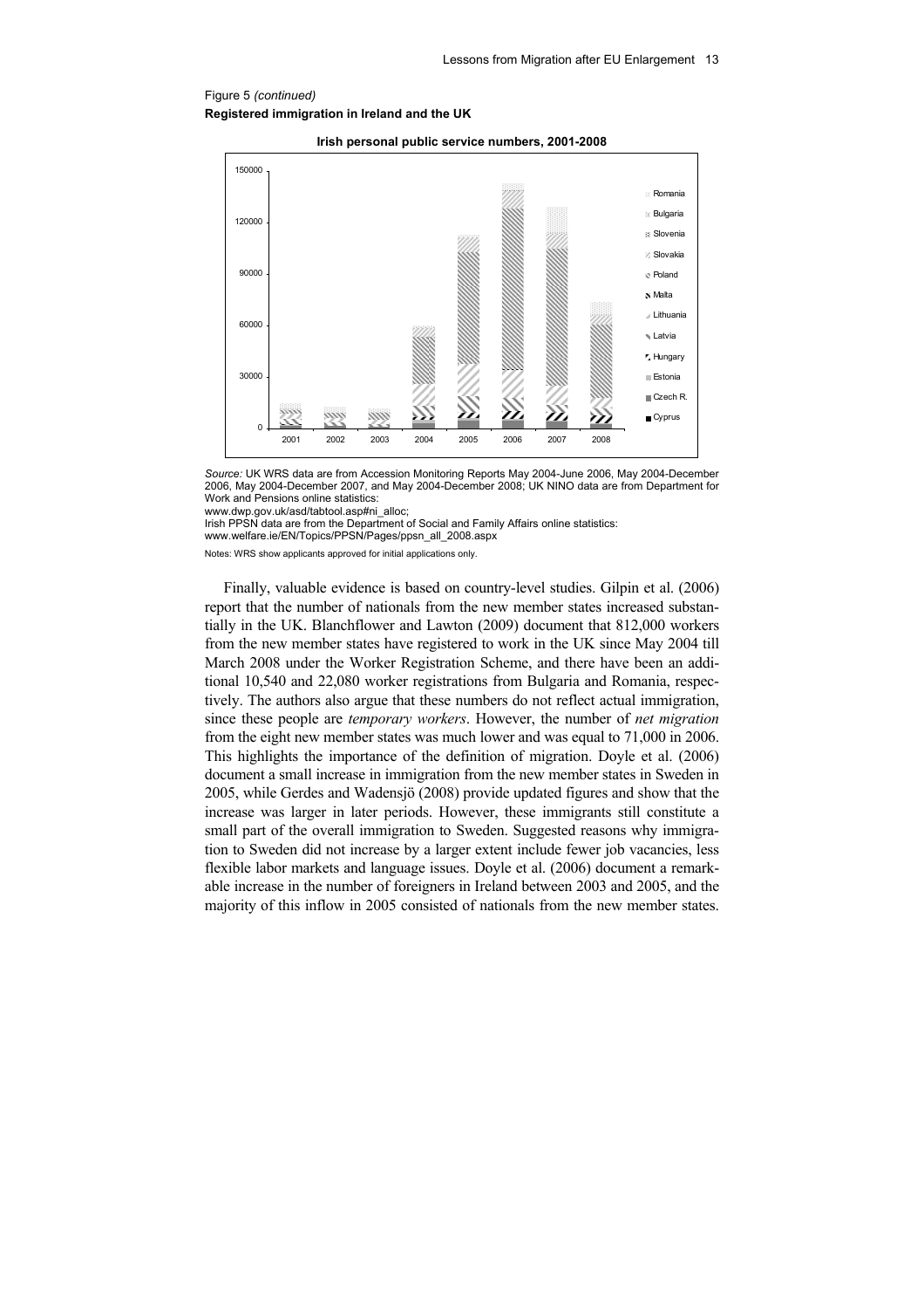Figure 5 *(continued)*

**Registered immigration in Ireland and the UK**

**Irish personal public service numbers, 2001-2008**

*Source:* UK WRS data are from Accession Monitoring Reports May 2004-June 2006, May 2004-December 2006, May 2004-December 2007, and May 2004-December 2008; UK NINO data are from Department for Work and Pensions online statistics:
www.dwp.gov.uk/asd/tabtool.asp#ni_alloc;
Irish PPSN data are from the Department of Social and Family Affairs online statistics:
www.welfare.ie/EN/Topics/PPSN/Pages/ppsn_all_2008.aspx

Notes: WRS show applicants approved for initial applications only.

Finally, valuable evidence is based on country-level studies. Gilpin et al. (2006) report that the number of nationals from the new member states increased substantially in the UK. Blanchflower and Lawton (2009) document that 812,000 workers from the new member states have registered to work in the UK since May 2004 till March 2008 under the Worker Registration Scheme, and there have been an additional 10,540 and 22,080 worker registrations from Bulgaria and Romania, respectively. The authors also argue that these numbers do not reflect actual immigration, since these people are *temporary workers*. However, the number of *net migration* from the eight new member states was much lower and was equal to 71,000 in 2006. This highlights the importance of the definition of migration. Doyle et al. (2006) document a small increase in immigration from the new member states in Sweden in 2005, while Gerdes and Wadensjö (2008) provide updated figures and show that the increase was larger in later periods. However, these immigrants still constitute a small part of the overall immigration to Sweden. Suggested reasons why immigration to Sweden did not increase by a larger extent include fewer job vacancies, less flexible labor markets and language issues. Doyle et al. (2006) document a remarkable increase in the number of foreigners in Ireland between 2003 and 2005, and the majority of this inflow in 2005 consisted of nationals from the new member states.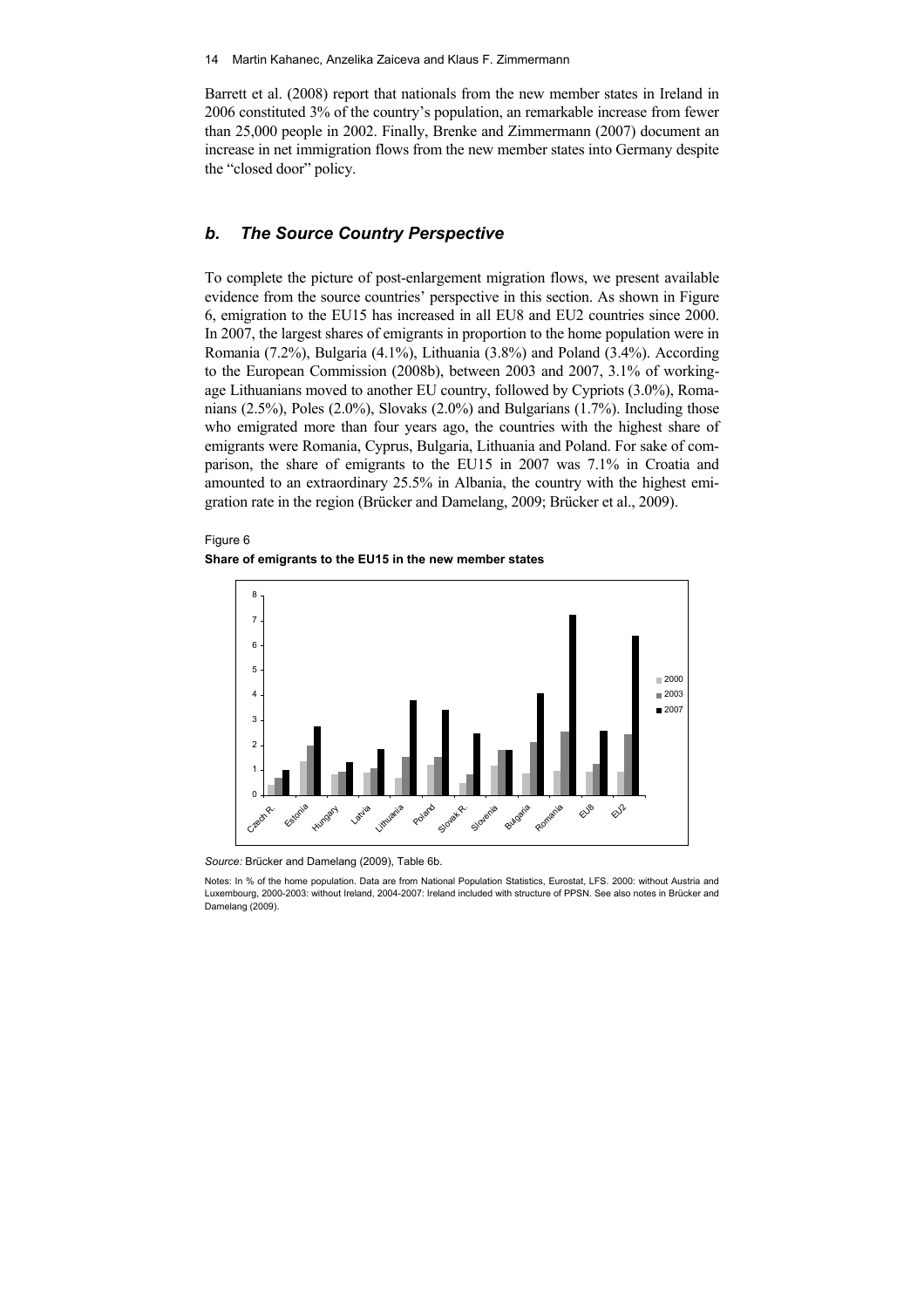Barrett et al. (2008) report that nationals from the new member states in Ireland in 2006 constituted 3% of the country's population, an remarkable increase from fewer than 25,000 people in 2002. Finally, Brenke and Zimmermann (2007) document an increase in net immigration flows from the new member states into Germany despite the "closed door" policy.

## *b. The Source Country Perspective*

To complete the picture of post-enlargement migration flows, we present available evidence from the source countries' perspective in this section. As shown in Figure 6, emigration to the EU15 has increased in all EU8 and EU2 countries since 2000. In 2007, the largest shares of emigrants in proportion to the home population were in Romania (7.2%), Bulgaria (4.1%), Lithuania (3.8%) and Poland (3.4%). According to the European Commission (2008b), between 2003 and 2007, 3.1% of working-age Lithuanians moved to another EU country, followed by Cypriots (3.0%), Romanians (2.5%), Poles (2.0%), Slovaks (2.0%) and Bulgarians (1.7%). Including those who emigrated more than four years ago, the countries with the highest share of emigrants were Romania, Cyprus, Bulgaria, Lithuania and Poland. For sake of comparison, the share of emigrants to the EU15 in 2007 was 7.1% in Croatia and amounted to an extraordinary 25.5% in Albania, the country with the highest emigration rate in the region (Brücker and Damelang, 2009; Brücker et al., 2009).

Figure 6

**Share of emigrants to the EU15 in the new member states**

*Source:* Brücker and Damelang (2009), Table 6b.

Notes: In % of the home population. Data are from National Population Statistics, Eurostat, LFS. 2000: without Austria and Luxembourg, 2000-2003: without Ireland, 2004-2007: Ireland included with structure of PPSN. See also notes in Brücker and Damelang (2009).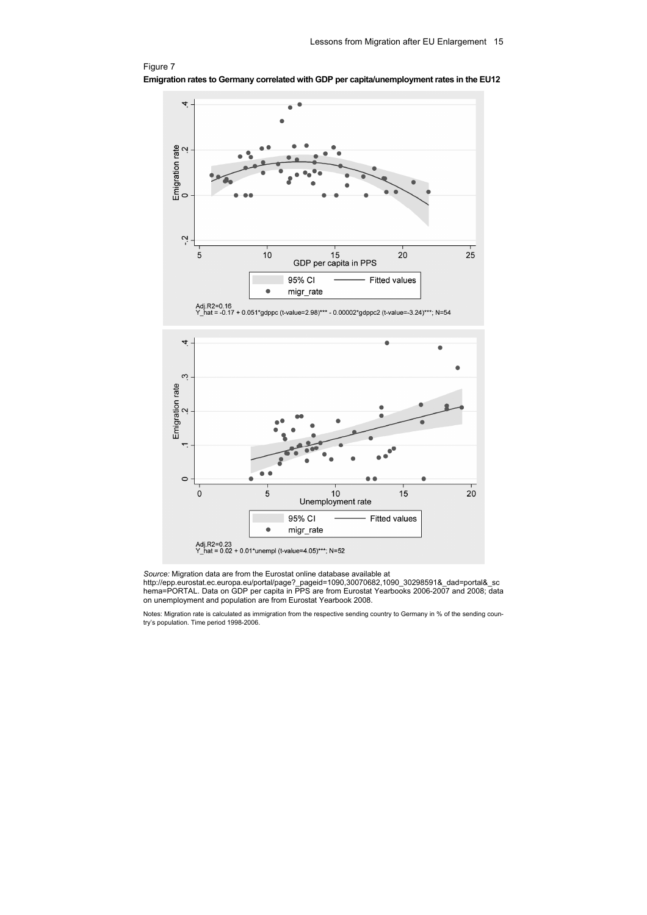Figure 7

**Emigration rates to Germany correlated with GDP per capita/unemployment rates in the EU12**

Adj.R2=0.16
Y_hat = -0.17 + 0.051*gdppc (t-value=2.98)*** - 0.00002*gdppc2 (t-value=-3.24)***; N=54

Adj.R2=0.23
Y_hat = 0.02 + 0.01*unempl (t-value=4.05)***; N=52

*Source:* Migration data are from the Eurostat online database available at http://epp.eurostat.ec.europa.eu/portal/page?_pageid=1090,30070682,1090_30298591&_dad=portal&_schema=PORTAL. Data on GDP per capita in PPS are from Eurostat Yearbooks 2006-2007 and 2008; data on unemployment and population are from Eurostat Yearbook 2008.

Notes: Migration rate is calculated as immigration from the respective sending country to Germany in % of the sending country's population. Time period 1998-2006.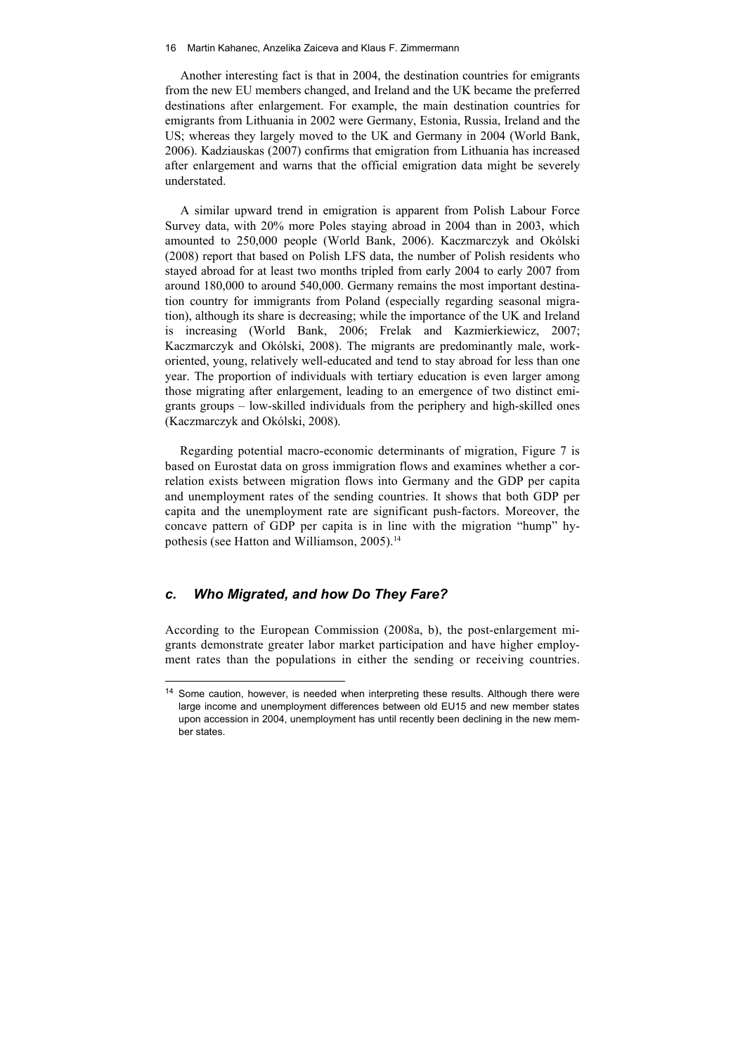Another interesting fact is that in 2004, the destination countries for emigrants from the new EU members changed, and Ireland and the UK became the preferred destinations after enlargement. For example, the main destination countries for emigrants from Lithuania in 2002 were Germany, Estonia, Russia, Ireland and the US; whereas they largely moved to the UK and Germany in 2004 (World Bank, 2006). Kadziauskas (2007) confirms that emigration from Lithuania has increased after enlargement and warns that the official emigration data might be severely understated.

A similar upward trend in emigration is apparent from Polish Labour Force Survey data, with 20% more Poles staying abroad in 2004 than in 2003, which amounted to 250,000 people (World Bank, 2006). Kaczmarczyk and Okólski (2008) report that based on Polish LFS data, the number of Polish residents who stayed abroad for at least two months tripled from early 2004 to early 2007 from around 180,000 to around 540,000. Germany remains the most important destination country for immigrants from Poland (especially regarding seasonal migration), although its share is decreasing; while the importance of the UK and Ireland is increasing (World Bank, 2006; Frelak and Kazmierkiewicz, 2007; Kaczmarczyk and Okólski, 2008). The migrants are predominantly male, work-oriented, young, relatively well-educated and tend to stay abroad for less than one year. The proportion of individuals with tertiary education is even larger among those migrating after enlargement, leading to an emergence of two distinct emigrants groups – low-skilled individuals from the periphery and high-skilled ones (Kaczmarczyk and Okólski, 2008).

Regarding potential macro-economic determinants of migration, Figure 7 is based on Eurostat data on gross immigration flows and examines whether a correlation exists between migration flows into Germany and the GDP per capita and unemployment rates of the sending countries. It shows that both GDP per capita and the unemployment rate are significant push-factors. Moreover, the concave pattern of GDP per capita is in line with the migration "hump" hypothesis (see Hatton and Williamson, 2005).[14]

### *c. Who Migrated, and how Do They Fare?*

According to the European Commission (2008a, b), the post-enlargement migrants demonstrate greater labor market participation and have higher employment rates than the populations in either the sending or receiving countries.

[14] Some caution, however, is needed when interpreting these results. Although there were large income and unemployment differences between old EU15 and new member states upon accession in 2004, unemployment has until recently been declining in the new member states.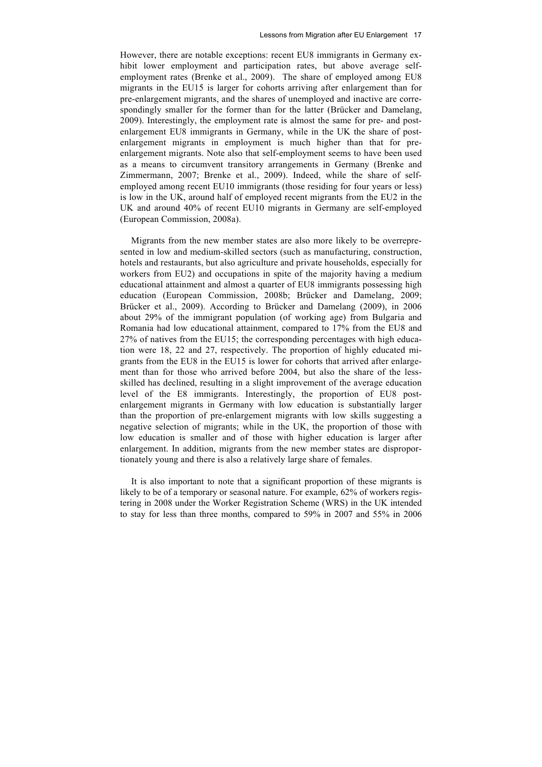However, there are notable exceptions: recent EU8 immigrants in Germany exhibit lower employment and participation rates, but above average self-employment rates (Brenke et al., 2009). The share of employed among EU8 migrants in the EU15 is larger for cohorts arriving after enlargement than for pre-enlargement migrants, and the shares of unemployed and inactive are correspondingly smaller for the former than for the latter (Brücker and Damelang, 2009). Interestingly, the employment rate is almost the same for pre- and post-enlargement EU8 immigrants in Germany, while in the UK the share of post-enlargement migrants in employment is much higher than that for pre-enlargement migrants. Note also that self-employment seems to have been used as a means to circumvent transitory arrangements in Germany (Brenke and Zimmermann, 2007; Brenke et al., 2009). Indeed, while the share of self-employed among recent EU10 immigrants (those residing for four years or less) is low in the UK, around half of employed recent migrants from the EU2 in the UK and around 40% of recent EU10 migrants in Germany are self-employed (European Commission, 2008a).

Migrants from the new member states are also more likely to be overrepresented in low and medium-skilled sectors (such as manufacturing, construction, hotels and restaurants, but also agriculture and private households, especially for workers from EU2) and occupations in spite of the majority having a medium educational attainment and almost a quarter of EU8 immigrants possessing high education (European Commission, 2008b; Brücker and Damelang, 2009; Brücker et al., 2009). According to Brücker and Damelang (2009), in 2006 about 29% of the immigrant population (of working age) from Bulgaria and Romania had low educational attainment, compared to 17% from the EU8 and 27% of natives from the EU15; the corresponding percentages with high education were 18, 22 and 27, respectively. The proportion of highly educated migrants from the EU8 in the EU15 is lower for cohorts that arrived after enlargement than for those who arrived before 2004, but also the share of the less-skilled has declined, resulting in a slight improvement of the average education level of the E8 immigrants. Interestingly, the proportion of EU8 post-enlargement migrants in Germany with low education is substantially larger than the proportion of pre-enlargement migrants with low skills suggesting a negative selection of migrants; while in the UK, the proportion of those with low education is smaller and of those with higher education is larger after enlargement. In addition, migrants from the new member states are disproportionately young and there is also a relatively large share of females.

It is also important to note that a significant proportion of these migrants is likely to be of a temporary or seasonal nature. For example, 62% of workers registering in 2008 under the Worker Registration Scheme (WRS) in the UK intended to stay for less than three months, compared to 59% in 2007 and 55% in 2006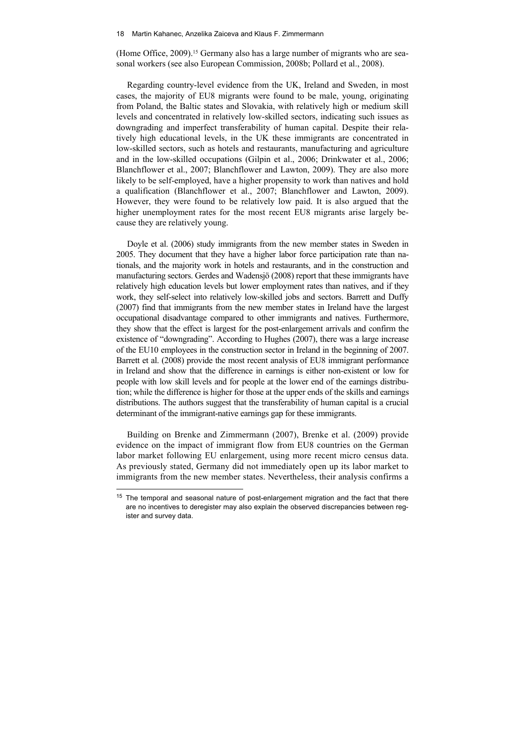(Home Office, 2009).[15] Germany also has a large number of migrants who are seasonal workers (see also European Commission, 2008b; Pollard et al., 2008).

Regarding country-level evidence from the UK, Ireland and Sweden, in most cases, the majority of EU8 migrants were found to be male, young, originating from Poland, the Baltic states and Slovakia, with relatively high or medium skill levels and concentrated in relatively low-skilled sectors, indicating such issues as downgrading and imperfect transferability of human capital. Despite their relatively high educational levels, in the UK these immigrants are concentrated in low-skilled sectors, such as hotels and restaurants, manufacturing and agriculture and in the low-skilled occupations (Gilpin et al., 2006; Drinkwater et al., 2006; Blanchflower et al., 2007; Blanchflower and Lawton, 2009). They are also more likely to be self-employed, have a higher propensity to work than natives and hold a qualification (Blanchflower et al., 2007; Blanchflower and Lawton, 2009). However, they were found to be relatively low paid. It is also argued that the higher unemployment rates for the most recent EU8 migrants arise largely because they are relatively young.

Doyle et al. (2006) study immigrants from the new member states in Sweden in 2005. They document that they have a higher labor force participation rate than nationals, and the majority work in hotels and restaurants, and in the construction and manufacturing sectors. Gerdes and Wadensjö (2008) report that these immigrants have relatively high education levels but lower employment rates than natives, and if they work, they self-select into relatively low-skilled jobs and sectors. Barrett and Duffy (2007) find that immigrants from the new member states in Ireland have the largest occupational disadvantage compared to other immigrants and natives. Furthermore, they show that the effect is largest for the post-enlargement arrivals and confirm the existence of "downgrading". According to Hughes (2007), there was a large increase of the EU10 employees in the construction sector in Ireland in the beginning of 2007. Barrett et al. (2008) provide the most recent analysis of EU8 immigrant performance in Ireland and show that the difference in earnings is either non-existent or low for people with low skill levels and for people at the lower end of the earnings distribution; while the difference is higher for those at the upper ends of the skills and earnings distributions. The authors suggest that the transferability of human capital is a crucial determinant of the immigrant-native earnings gap for these immigrants.

Building on Brenke and Zimmermann (2007), Brenke et al. (2009) provide evidence on the impact of immigrant flow from EU8 countries on the German labor market following EU enlargement, using more recent micro census data. As previously stated, Germany did not immediately open up its labor market to immigrants from the new member states. Nevertheless, their analysis confirms a

[15] The temporal and seasonal nature of post-enlargement migration and the fact that there are no incentives to deregister may also explain the observed discrepancies between register and survey data.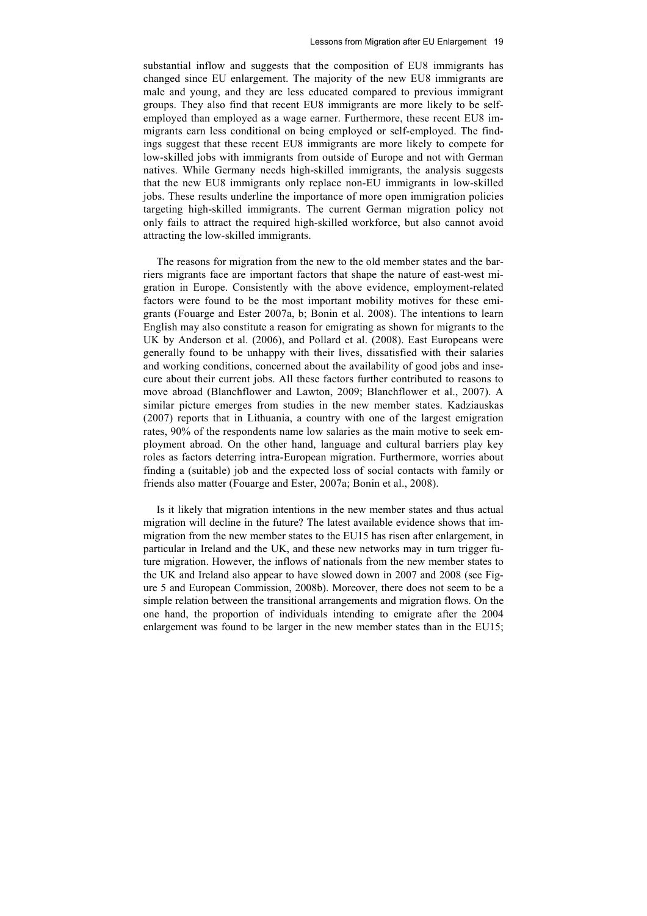substantial inflow and suggests that the composition of EU8 immigrants has changed since EU enlargement. The majority of the new EU8 immigrants are male and young, and they are less educated compared to previous immigrant groups. They also find that recent EU8 immigrants are more likely to be self-employed than employed as a wage earner. Furthermore, these recent EU8 immigrants earn less conditional on being employed or self-employed. The findings suggest that these recent EU8 immigrants are more likely to compete for low-skilled jobs with immigrants from outside of Europe and not with German natives. While Germany needs high-skilled immigrants, the analysis suggests that the new EU8 immigrants only replace non-EU immigrants in low-skilled jobs. These results underline the importance of more open immigration policies targeting high-skilled immigrants. The current German migration policy not only fails to attract the required high-skilled workforce, but also cannot avoid attracting the low-skilled immigrants.

The reasons for migration from the new to the old member states and the barriers migrants face are important factors that shape the nature of east-west migration in Europe. Consistently with the above evidence, employment-related factors were found to be the most important mobility motives for these emigrants (Fouarge and Ester 2007a, b; Bonin et al. 2008). The intentions to learn English may also constitute a reason for emigrating as shown for migrants to the UK by Anderson et al. (2006), and Pollard et al. (2008). East Europeans were generally found to be unhappy with their lives, dissatisfied with their salaries and working conditions, concerned about the availability of good jobs and insecure about their current jobs. All these factors further contributed to reasons to move abroad (Blanchflower and Lawton, 2009; Blanchflower et al., 2007). A similar picture emerges from studies in the new member states. Kadziauskas (2007) reports that in Lithuania, a country with one of the largest emigration rates, 90% of the respondents name low salaries as the main motive to seek employment abroad. On the other hand, language and cultural barriers play key roles as factors deterring intra-European migration. Furthermore, worries about finding a (suitable) job and the expected loss of social contacts with family or friends also matter (Fouarge and Ester, 2007a; Bonin et al., 2008).

Is it likely that migration intentions in the new member states and thus actual migration will decline in the future? The latest available evidence shows that immigration from the new member states to the EU15 has risen after enlargement, in particular in Ireland and the UK, and these new networks may in turn trigger future migration. However, the inflows of nationals from the new member states to the UK and Ireland also appear to have slowed down in 2007 and 2008 (see Figure 5 and European Commission, 2008b). Moreover, there does not seem to be a simple relation between the transitional arrangements and migration flows. On the one hand, the proportion of individuals intending to emigrate after the 2004 enlargement was found to be larger in the new member states than in the EU15;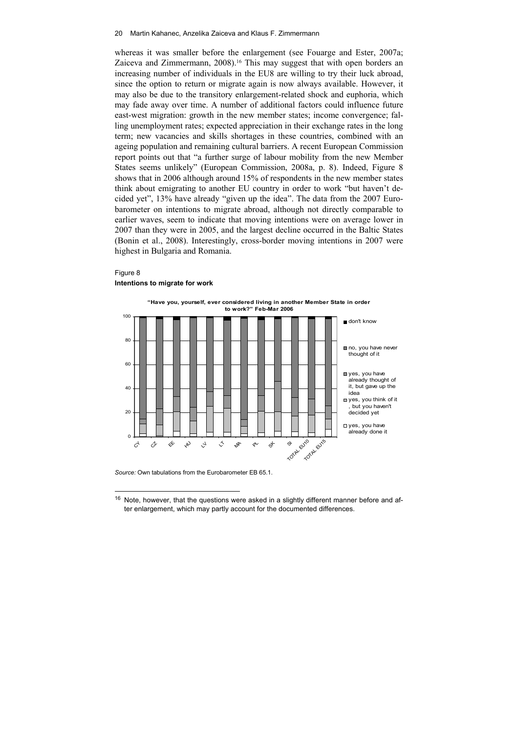whereas it was smaller before the enlargement (see Fouarge and Ester, 2007a; Zaiceva and Zimmermann, 2008).[16] This may suggest that with open borders an increasing number of individuals in the EU8 are willing to try their luck abroad, since the option to return or migrate again is now always available. However, it may also be due to the transitory enlargement-related shock and euphoria, which may fade away over time. A number of additional factors could influence future east-west migration: growth in the new member states; income convergence; falling unemployment rates; expected appreciation in their exchange rates in the long term; new vacancies and skills shortages in these countries, combined with an ageing population and remaining cultural barriers. A recent European Commission report points out that "a further surge of labour mobility from the new Member States seems unlikely" (European Commission, 2008a, p. 8). Indeed, Figure 8 shows that in 2006 although around 15% of respondents in the new member states think about emigrating to another EU country in order to work "but haven't decided yet", 13% have already "given up the idea". The data from the 2007 Eurobarometer on intentions to migrate abroad, although not directly comparable to earlier waves, seem to indicate that moving intentions were on average lower in 2007 than they were in 2005, and the largest decline occurred in the Baltic States (Bonin et al., 2008). Interestingly, cross-border moving intentions in 2007 were highest in Bulgaria and Romania.

Figure 8
**Intentions to migrate for work**

**"Have you, yourself, ever considered living in another Member State in order to work?" Feb-Mar 2006**

*Source:* Own tabulations from the Eurobarometer EB 65.1.

[16] Note, however, that the questions were asked in a slightly different manner before and after enlargement, which may partly account for the documented differences.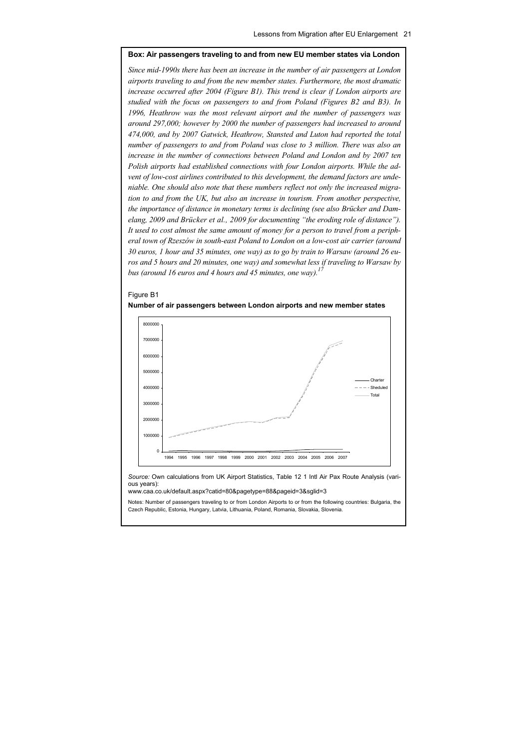**Box: Air passengers traveling to and from new EU member states via London**

*Since mid-1990s there has been an increase in the number of air passengers at London airports traveling to and from the new member states. Furthermore, the most dramatic increase occurred after 2004 (Figure B1). This trend is clear if London airports are studied with the focus on passengers to and from Poland (Figures B2 and B3). In 1996, Heathrow was the most relevant airport and the number of passengers was around 297,000; however by 2000 the number of passengers had increased to around 474,000, and by 2007 Gatwick, Heathrow, Stansted and Luton had reported the total number of passengers to and from Poland was close to 3 million. There was also an increase in the number of connections between Poland and London and by 2007 ten Polish airports had established connections with four London airports. While the advent of low-cost airlines contributed to this development, the demand factors are undeniable. One should also note that these numbers reflect not only the increased migration to and from the UK, but also an increase in tourism. From another perspective, the importance of distance in monetary terms is declining (see also Brücker and Damelang, 2009 and Brücker et al., 2009 for documenting "the eroding role of distance"). It used to cost almost the same amount of money for a person to travel from a peripheral town of Rzeszów in south-east Poland to London on a low-cost air carrier (around 30 euros, 1 hour and 35 minutes, one way) as to go by train to Warsaw (around 26 euros and 5 hours and 20 minutes, one way) and somewhat less if traveling to Warsaw by bus (around 16 euros and 4 hours and 45 minutes, one way).*[17]

Figure B1

**Number of air passengers between London airports and new member states**

*Source:* Own calculations from UK Airport Statistics, Table 12 1 Intl Air Pax Route Analysis (various years):
www.caa.co.uk/default.aspx?catid=80&pagetype=88&pageid=3&sglid=3

Notes: Number of passengers traveling to or from London Airports to or from the following countries: Bulgaria, the Czech Republic, Estonia, Hungary, Latvia, Lithuania, Poland, Romania, Slovakia, Slovenia.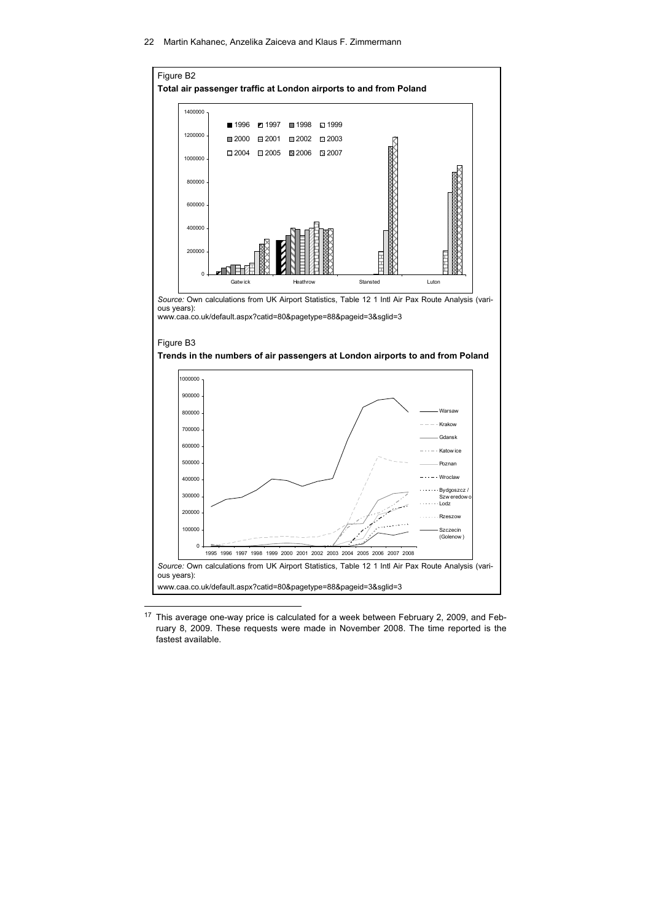Figure B2

**Total air passenger traffic at London airports to and from Poland**

*Source:* Own calculations from UK Airport Statistics, Table 12 1 Intl Air Pax Route Analysis (various years):
www.caa.co.uk/default.aspx?catid=80&pagetype=88&pageid=3&sglid=3

Figure B3

**Trends in the numbers of air passengers at London airports to and from Poland**

*Source:* Own calculations from UK Airport Statistics, Table 12 1 Intl Air Pax Route Analysis (various years):
www.caa.co.uk/default.aspx?catid=80&pagetype=88&pageid=3&sglid=3

---

[17] This average one-way price is calculated for a week between February 2, 2009, and February 8, 2009. These requests were made in November 2008. The time reported is the fastest available.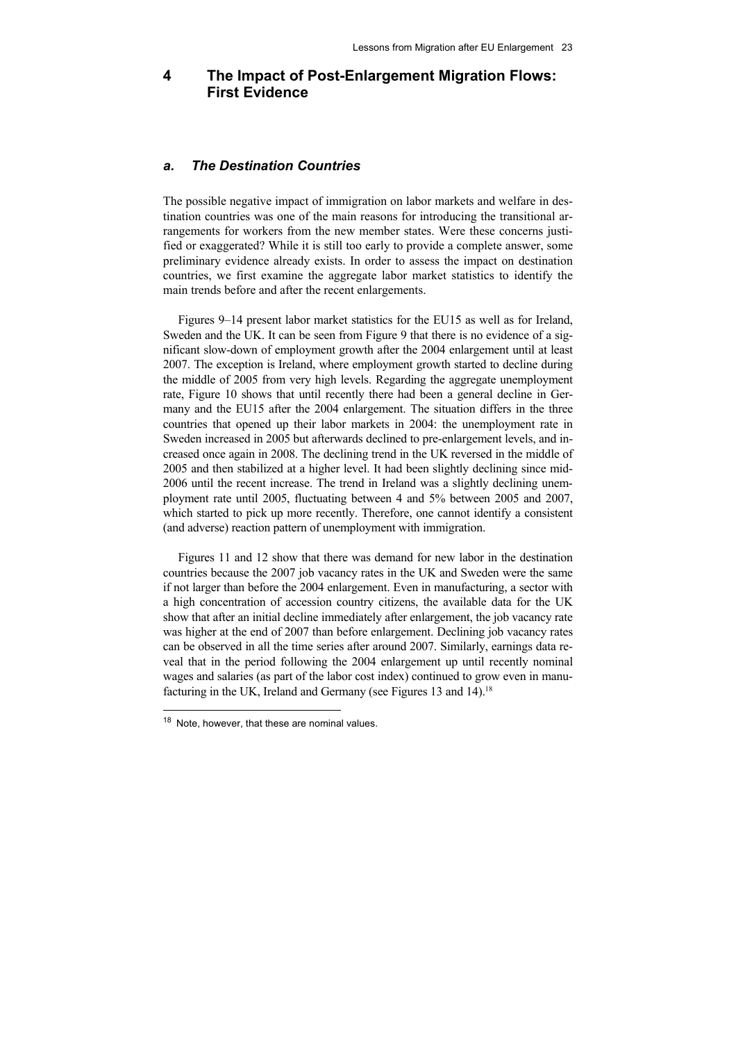# 4 The Impact of Post-Enlargement Migration Flows: First Evidence

## *a. The Destination Countries*

The possible negative impact of immigration on labor markets and welfare in destination countries was one of the main reasons for introducing the transitional arrangements for workers from the new member states. Were these concerns justified or exaggerated? While it is still too early to provide a complete answer, some preliminary evidence already exists. In order to assess the impact on destination countries, we first examine the aggregate labor market statistics to identify the main trends before and after the recent enlargements.

Figures 9–14 present labor market statistics for the EU15 as well as for Ireland, Sweden and the UK. It can be seen from Figure 9 that there is no evidence of a significant slow-down of employment growth after the 2004 enlargement until at least 2007. The exception is Ireland, where employment growth started to decline during the middle of 2005 from very high levels. Regarding the aggregate unemployment rate, Figure 10 shows that until recently there had been a general decline in Germany and the EU15 after the 2004 enlargement. The situation differs in the three countries that opened up their labor markets in 2004: the unemployment rate in Sweden increased in 2005 but afterwards declined to pre-enlargement levels, and increased once again in 2008. The declining trend in the UK reversed in the middle of 2005 and then stabilized at a higher level. It had been slightly declining since mid-2006 until the recent increase. The trend in Ireland was a slightly declining unemployment rate until 2005, fluctuating between 4 and 5% between 2005 and 2007, which started to pick up more recently. Therefore, one cannot identify a consistent (and adverse) reaction pattern of unemployment with immigration.

Figures 11 and 12 show that there was demand for new labor in the destination countries because the 2007 job vacancy rates in the UK and Sweden were the same if not larger than before the 2004 enlargement. Even in manufacturing, a sector with a high concentration of accession country citizens, the available data for the UK show that after an initial decline immediately after enlargement, the job vacancy rate was higher at the end of 2007 than before enlargement. Declining job vacancy rates can be observed in all the time series after around 2007. Similarly, earnings data reveal that in the period following the 2004 enlargement up until recently nominal wages and salaries (as part of the labor cost index) continued to grow even in manufacturing in the UK, Ireland and Germany (see Figures 13 and 14).[18]

[18] Note, however, that these are nominal values.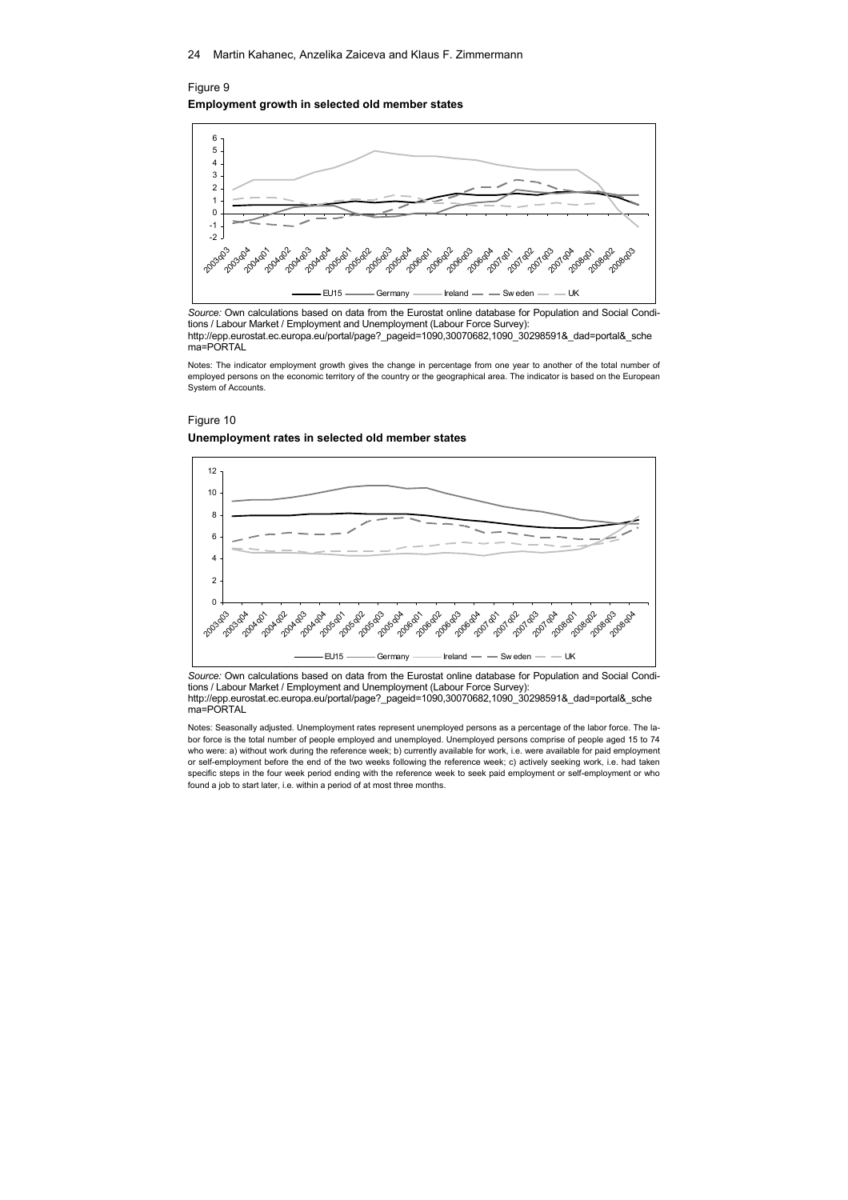Figure 9

**Employment growth in selected old member states**

*Source:* Own calculations based on data from the Eurostat online database for Population and Social Conditions / Labour Market / Employment and Unemployment (Labour Force Survey): http://epp.eurostat.ec.europa.eu/portal/page?_pageid=1090,30070682,1090_30298591&_dad=portal&_schema=PORTAL

Notes: The indicator employment growth gives the change in percentage from one year to another of the total number of employed persons on the economic territory of the country or the geographical area. The indicator is based on the European System of Accounts.

Figure 10

**Unemployment rates in selected old member states**

*Source:* Own calculations based on data from the Eurostat online database for Population and Social Conditions / Labour Market / Employment and Unemployment (Labour Force Survey): http://epp.eurostat.ec.europa.eu/portal/page?_pageid=1090,30070682,1090_30298591&_dad=portal&_schema=PORTAL

Notes: Seasonally adjusted. Unemployment rates represent unemployed persons as a percentage of the labor force. The labor force is the total number of people employed and unemployed. Unemployed persons comprise of people aged 15 to 74 who were: a) without work during the reference week; b) currently available for work, i.e. were available for paid employment or self-employment before the end of the two weeks following the reference week; c) actively seeking work, i.e. had taken specific steps in the four week period ending with the reference week to seek paid employment or self-employment or who found a job to start later, i.e. within a period of at most three months.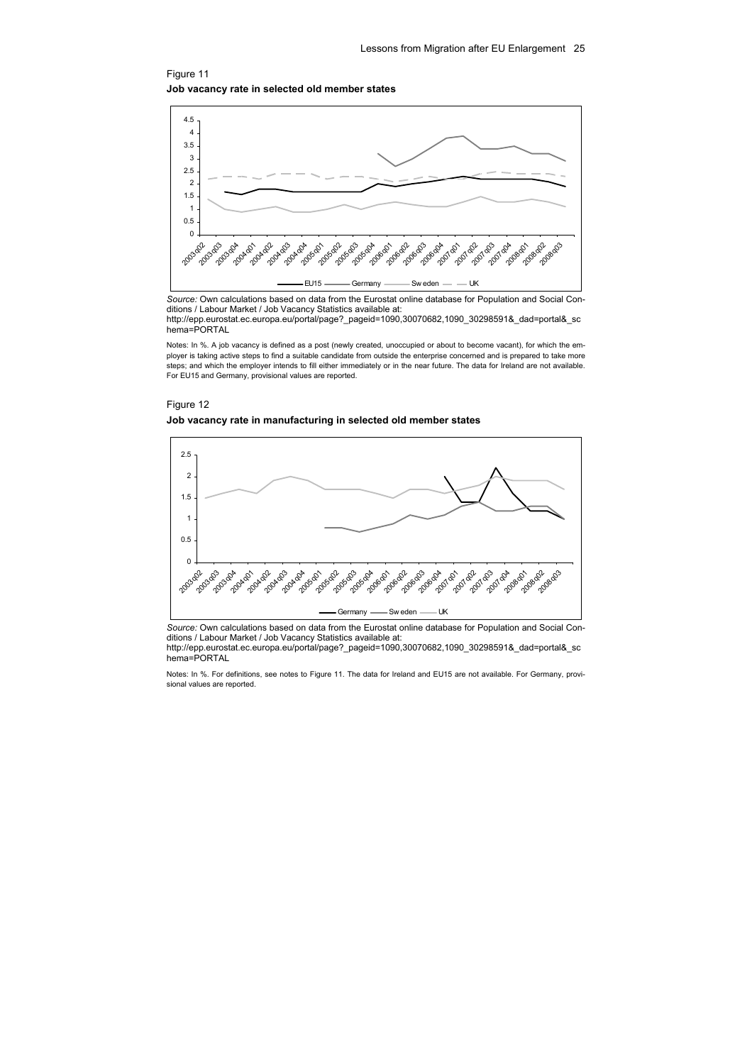Figure 11

**Job vacancy rate in selected old member states**

*Source:* Own calculations based on data from the Eurostat online database for Population and Social Conditions / Labour Market / Job Vacancy Statistics available at:
http://epp.eurostat.ec.europa.eu/portal/page?_pageid=1090,30070682,1090_30298591&_dad=portal&_schema=PORTAL

Notes: In %. A job vacancy is defined as a post (newly created, unoccupied or about to become vacant), for which the employer is taking active steps to find a suitable candidate from outside the enterprise concerned and is prepared to take more steps; and which the employer intends to fill either immediately or in the near future. The data for Ireland are not available. For EU15 and Germany, provisional values are reported.

Figure 12

**Job vacancy rate in manufacturing in selected old member states**

*Source:* Own calculations based on data from the Eurostat online database for Population and Social Conditions / Labour Market / Job Vacancy Statistics available at:
http://epp.eurostat.ec.europa.eu/portal/page?_pageid=1090,30070682,1090_30298591&_dad=portal&_schema=PORTAL

Notes: In %. For definitions, see notes to Figure 11. The data for Ireland and EU15 are not available. For Germany, provisional values are reported.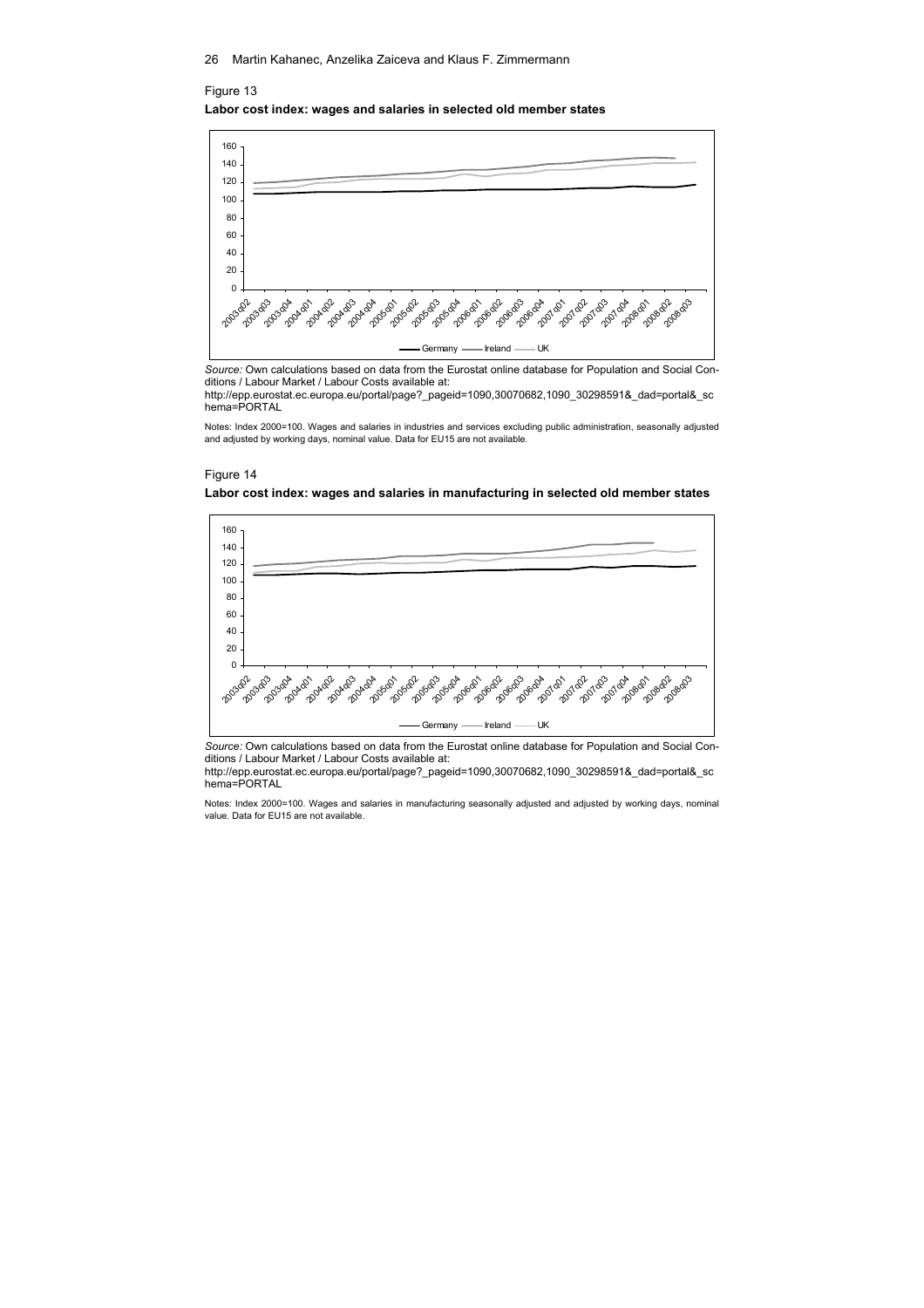Figure 13

**Labor cost index: wages and salaries in selected old member states**

*Source:* Own calculations based on data from the Eurostat online database for Population and Social Conditions / Labour Market / Labour Costs available at:
http://epp.eurostat.ec.europa.eu/portal/page?_pageid=1090,30070682,1090_30298591&_dad=portal&_schema=PORTAL

Notes: Index 2000=100. Wages and salaries in industries and services excluding public administration, seasonally adjusted and adjusted by working days, nominal value. Data for EU15 are not available.

Figure 14

**Labor cost index: wages and salaries in manufacturing in selected old member states**

*Source:* Own calculations based on data from the Eurostat online database for Population and Social Conditions / Labour Market / Labour Costs available at:
http://epp.eurostat.ec.europa.eu/portal/page?_pageid=1090,30070682,1090_30298591&_dad=portal&_schema=PORTAL

Notes: Index 2000=100. Wages and salaries in manufacturing seasonally adjusted and adjusted by working days, nominal value. Data for EU15 are not available.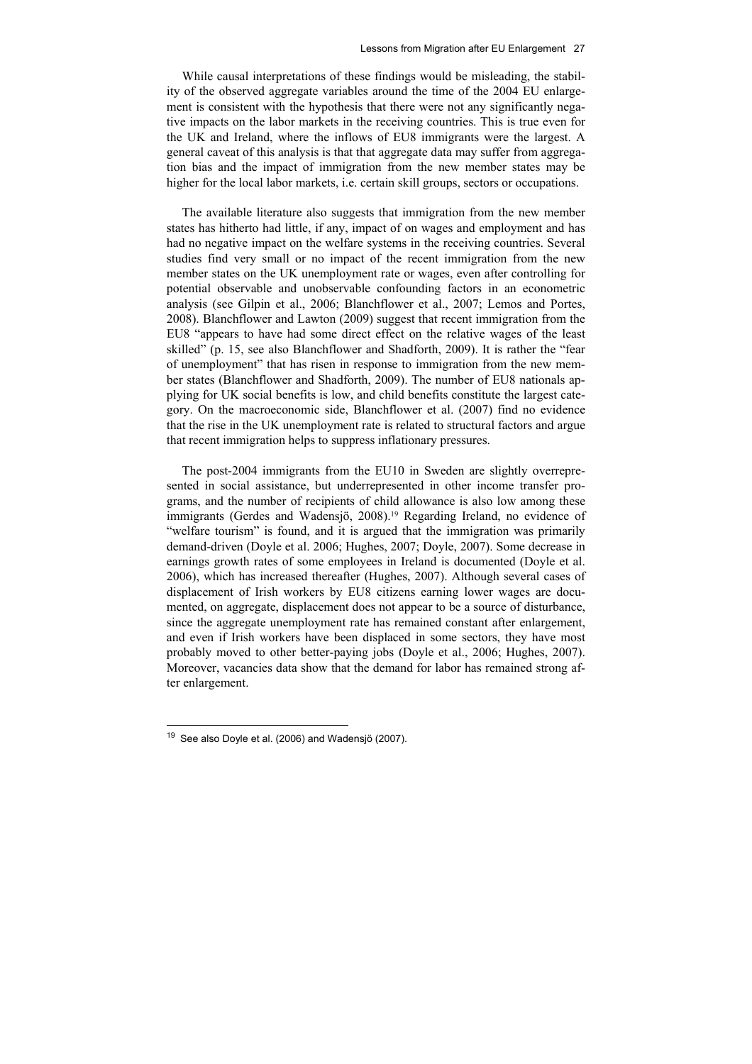While causal interpretations of these findings would be misleading, the stability of the observed aggregate variables around the time of the 2004 EU enlargement is consistent with the hypothesis that there were not any significantly negative impacts on the labor markets in the receiving countries. This is true even for the UK and Ireland, where the inflows of EU8 immigrants were the largest. A general caveat of this analysis is that that aggregate data may suffer from aggregation bias and the impact of immigration from the new member states may be higher for the local labor markets, i.e. certain skill groups, sectors or occupations.

The available literature also suggests that immigration from the new member states has hitherto had little, if any, impact of on wages and employment and has had no negative impact on the welfare systems in the receiving countries. Several studies find very small or no impact of the recent immigration from the new member states on the UK unemployment rate or wages, even after controlling for potential observable and unobservable confounding factors in an econometric analysis (see Gilpin et al., 2006; Blanchflower et al., 2007; Lemos and Portes, 2008). Blanchflower and Lawton (2009) suggest that recent immigration from the EU8 "appears to have had some direct effect on the relative wages of the least skilled" (p. 15, see also Blanchflower and Shadforth, 2009). It is rather the "fear of unemployment" that has risen in response to immigration from the new member states (Blanchflower and Shadforth, 2009). The number of EU8 nationals applying for UK social benefits is low, and child benefits constitute the largest category. On the macroeconomic side, Blanchflower et al. (2007) find no evidence that the rise in the UK unemployment rate is related to structural factors and argue that recent immigration helps to suppress inflationary pressures.

The post-2004 immigrants from the EU10 in Sweden are slightly overrepresented in social assistance, but underrepresented in other income transfer programs, and the number of recipients of child allowance is also low among these immigrants (Gerdes and Wadensjö, 2008).[19] Regarding Ireland, no evidence of "welfare tourism" is found, and it is argued that the immigration was primarily demand-driven (Doyle et al. 2006; Hughes, 2007; Doyle, 2007). Some decrease in earnings growth rates of some employees in Ireland is documented (Doyle et al. 2006), which has increased thereafter (Hughes, 2007). Although several cases of displacement of Irish workers by EU8 citizens earning lower wages are documented, on aggregate, displacement does not appear to be a source of disturbance, since the aggregate unemployment rate has remained constant after enlargement, and even if Irish workers have been displaced in some sectors, they have most probably moved to other better-paying jobs (Doyle et al., 2006; Hughes, 2007). Moreover, vacancies data show that the demand for labor has remained strong after enlargement.

---

[19] See also Doyle et al. (2006) and Wadensjö (2007).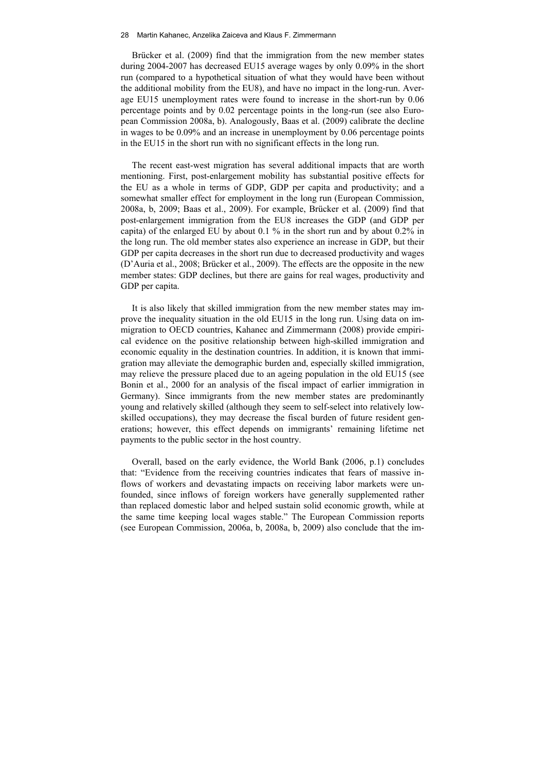Brücker et al. (2009) find that the immigration from the new member states during 2004-2007 has decreased EU15 average wages by only 0.09% in the short run (compared to a hypothetical situation of what they would have been without the additional mobility from the EU8), and have no impact in the long-run. Average EU15 unemployment rates were found to increase in the short-run by 0.06 percentage points and by 0.02 percentage points in the long-run (see also European Commission 2008a, b). Analogously, Baas et al. (2009) calibrate the decline in wages to be 0.09% and an increase in unemployment by 0.06 percentage points in the EU15 in the short run with no significant effects in the long run.

The recent east-west migration has several additional impacts that are worth mentioning. First, post-enlargement mobility has substantial positive effects for the EU as a whole in terms of GDP, GDP per capita and productivity; and a somewhat smaller effect for employment in the long run (European Commission, 2008a, b, 2009; Baas et al., 2009). For example, Brücker et al. (2009) find that post-enlargement immigration from the EU8 increases the GDP (and GDP per capita) of the enlarged EU by about 0.1 % in the short run and by about 0.2% in the long run. The old member states also experience an increase in GDP, but their GDP per capita decreases in the short run due to decreased productivity and wages (D'Auria et al., 2008; Brücker et al., 2009). The effects are the opposite in the new member states: GDP declines, but there are gains for real wages, productivity and GDP per capita.

It is also likely that skilled immigration from the new member states may improve the inequality situation in the old EU15 in the long run. Using data on immigration to OECD countries, Kahanec and Zimmermann (2008) provide empirical evidence on the positive relationship between high-skilled immigration and economic equality in the destination countries. In addition, it is known that immigration may alleviate the demographic burden and, especially skilled immigration, may relieve the pressure placed due to an ageing population in the old EU15 (see Bonin et al., 2000 for an analysis of the fiscal impact of earlier immigration in Germany). Since immigrants from the new member states are predominantly young and relatively skilled (although they seem to self-select into relatively low-skilled occupations), they may decrease the fiscal burden of future resident generations; however, this effect depends on immigrants' remaining lifetime net payments to the public sector in the host country.

Overall, based on the early evidence, the World Bank (2006, p.1) concludes that: "Evidence from the receiving countries indicates that fears of massive inflows of workers and devastating impacts on receiving labor markets were unfounded, since inflows of foreign workers have generally supplemented rather than replaced domestic labor and helped sustain solid economic growth, while at the same time keeping local wages stable." The European Commission reports (see European Commission, 2006a, b, 2008a, b, 2009) also conclude that the im-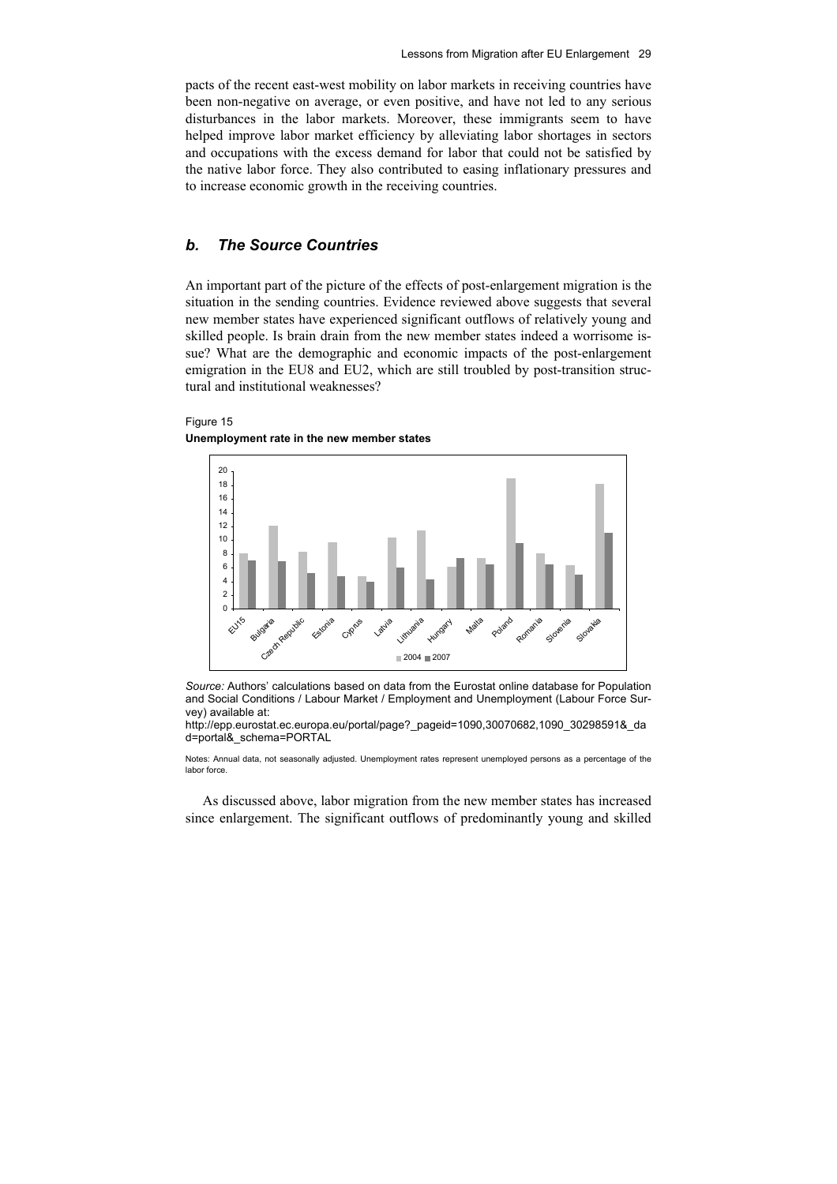pacts of the recent east-west mobility on labor markets in receiving countries have been non-negative on average, or even positive, and have not led to any serious disturbances in the labor markets. Moreover, these immigrants seem to have helped improve labor market efficiency by alleviating labor shortages in sectors and occupations with the excess demand for labor that could not be satisfied by the native labor force. They also contributed to easing inflationary pressures and to increase economic growth in the receiving countries.

### *b. The Source Countries*

An important part of the picture of the effects of post-enlargement migration is the situation in the sending countries. Evidence reviewed above suggests that several new member states have experienced significant outflows of relatively young and skilled people. Is brain drain from the new member states indeed a worrisome issue? What are the demographic and economic impacts of the post-enlargement emigration in the EU8 and EU2, which are still troubled by post-transition structural and institutional weaknesses?

Figure 15

**Unemployment rate in the new member states**

*Source:* Authors' calculations based on data from the Eurostat online database for Population and Social Conditions / Labour Market / Employment and Unemployment (Labour Force Survey) available at:
http://epp.eurostat.ec.europa.eu/portal/page?_pageid=1090,30070682,1090_30298591&_dad=portal&_schema=PORTAL

Notes: Annual data, not seasonally adjusted. Unemployment rates represent unemployed persons as a percentage of the labor force.

As discussed above, labor migration from the new member states has increased since enlargement. The significant outflows of predominantly young and skilled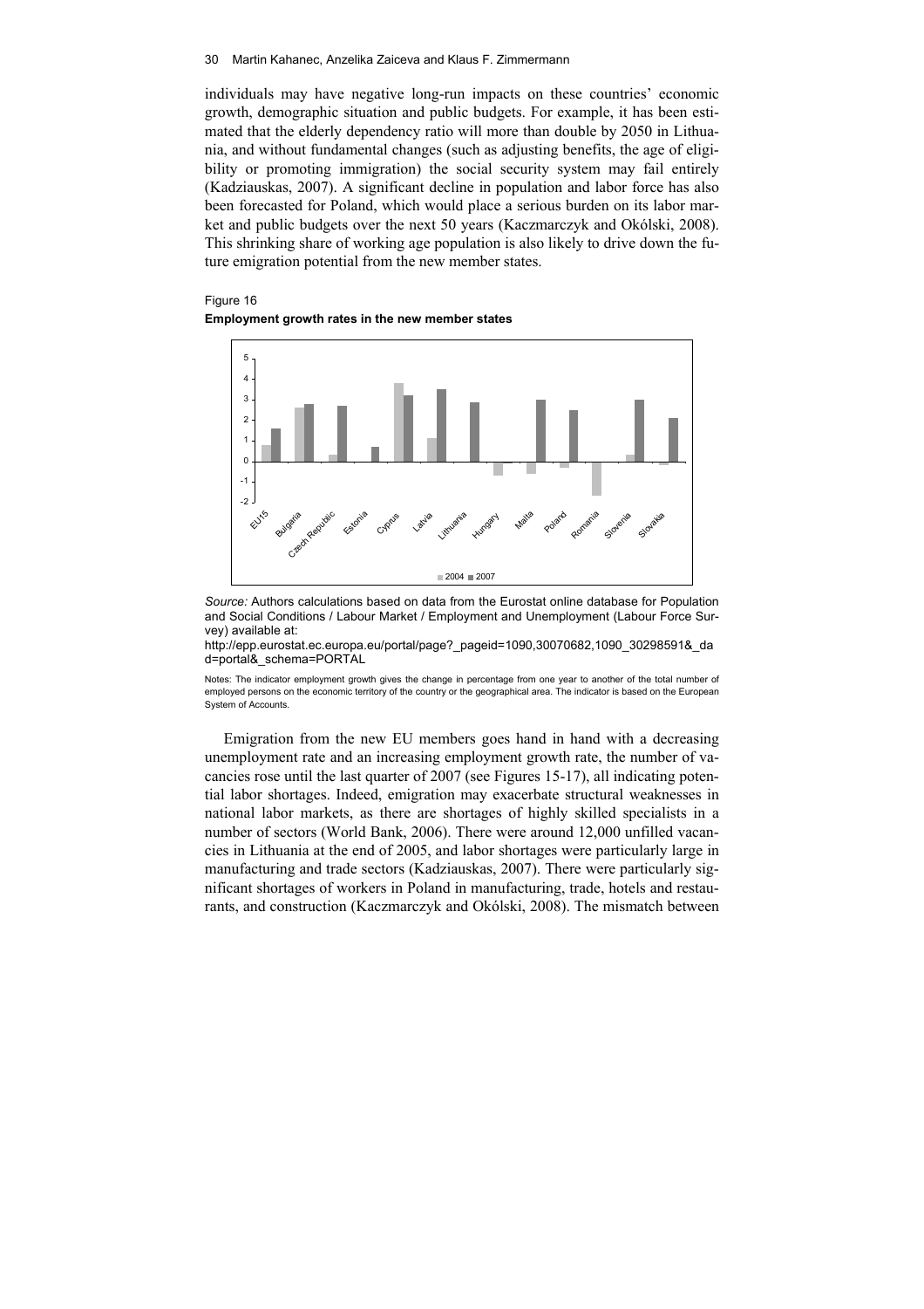individuals may have negative long-run impacts on these countries' economic growth, demographic situation and public budgets. For example, it has been estimated that the elderly dependency ratio will more than double by 2050 in Lithuania, and without fundamental changes (such as adjusting benefits, the age of eligibility or promoting immigration) the social security system may fail entirely (Kadziauskas, 2007). A significant decline in population and labor force has also been forecasted for Poland, which would place a serious burden on its labor market and public budgets over the next 50 years (Kaczmarczyk and Okólski, 2008). This shrinking share of working age population is also likely to drive down the future emigration potential from the new member states.

Figure 16

**Employment growth rates in the new member states**

*Source:* Authors calculations based on data from the Eurostat online database for Population and Social Conditions / Labour Market / Employment and Unemployment (Labour Force Survey) available at:

http://epp.eurostat.ec.europa.eu/portal/page?_pageid=1090,30070682,1090_30298591&_dad=portal&_schema=PORTAL

Notes: The indicator employment growth gives the change in percentage from one year to another of the total number of employed persons on the economic territory of the country or the geographical area. The indicator is based on the European System of Accounts.

Emigration from the new EU members goes hand in hand with a decreasing unemployment rate and an increasing employment growth rate, the number of vacancies rose until the last quarter of 2007 (see Figures 15-17), all indicating potential labor shortages. Indeed, emigration may exacerbate structural weaknesses in national labor markets, as there are shortages of highly skilled specialists in a number of sectors (World Bank, 2006). There were around 12,000 unfilled vacancies in Lithuania at the end of 2005, and labor shortages were particularly large in manufacturing and trade sectors (Kadziauskas, 2007). There were particularly significant shortages of workers in Poland in manufacturing, trade, hotels and restaurants, and construction (Kaczmarczyk and Okólski, 2008). The mismatch between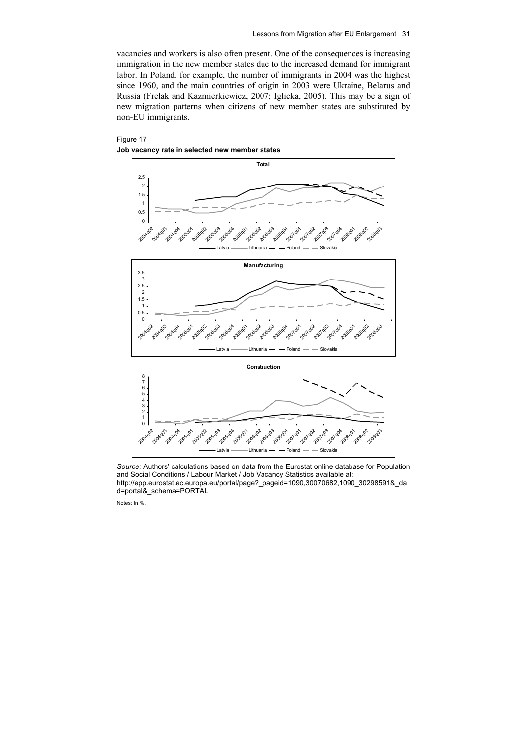vacancies and workers is also often present. One of the consequences is increasing immigration in the new member states due to the increased demand for immigrant labor. In Poland, for example, the number of immigrants in 2004 was the highest since 1960, and the main countries of origin in 2003 were Ukraine, Belarus and Russia (Frelak and Kazmierkiewicz, 2007; Iglicka, 2005). This may be a sign of new migration patterns when citizens of new member states are substituted by non-EU immigrants.

Figure 17

**Job vacancy rate in selected new member states**

*Source:* Authors' calculations based on data from the Eurostat online database for Population and Social Conditions / Labour Market / Job Vacancy Statistics available at: http://epp.eurostat.ec.europa.eu/portal/page?_pageid=1090,30070682,1090_30298591&_dad=portal&_schema=PORTAL

Notes: In %.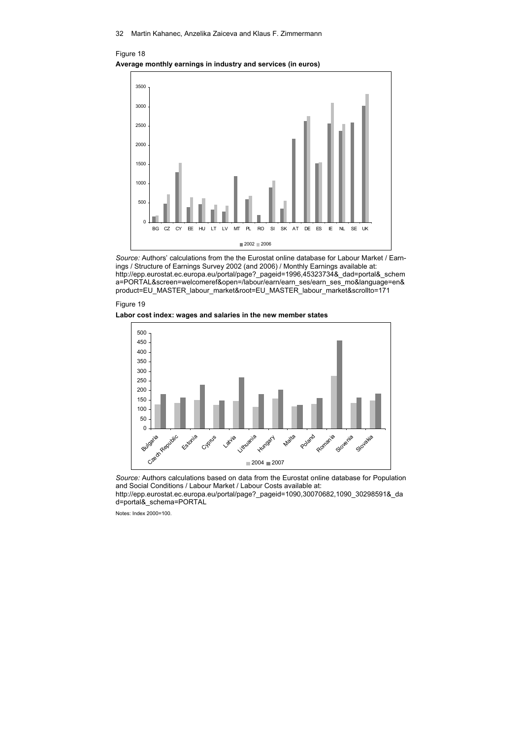Figure 18

**Average monthly earnings in industry and services (in euros)**

*Source:* Authors' calculations from the the Eurostat online database for Labour Market / Earnings / Structure of Earnings Survey 2002 (and 2006) / Monthly Earnings available at: http://epp.eurostat.ec.europa.eu/portal/page?_pageid=1996,45323734&_dad=portal&_schema=PORTAL&screen=welcomeref&open=/labour/earn/earn_ses/earn_ses_mo&language=en&product=EU_MASTER_labour_market&root=EU_MASTER_labour_market&scrollto=171

Figure 19

**Labor cost index: wages and salaries in the new member states**

*Source:* Authors calculations based on data from the Eurostat online database for Population and Social Conditions / Labour Market / Labour Costs available at: http://epp.eurostat.ec.europa.eu/portal/page?_pageid=1090,30070682,1090_30298591&_dad=portal&_schema=PORTAL

Notes: Index 2000=100.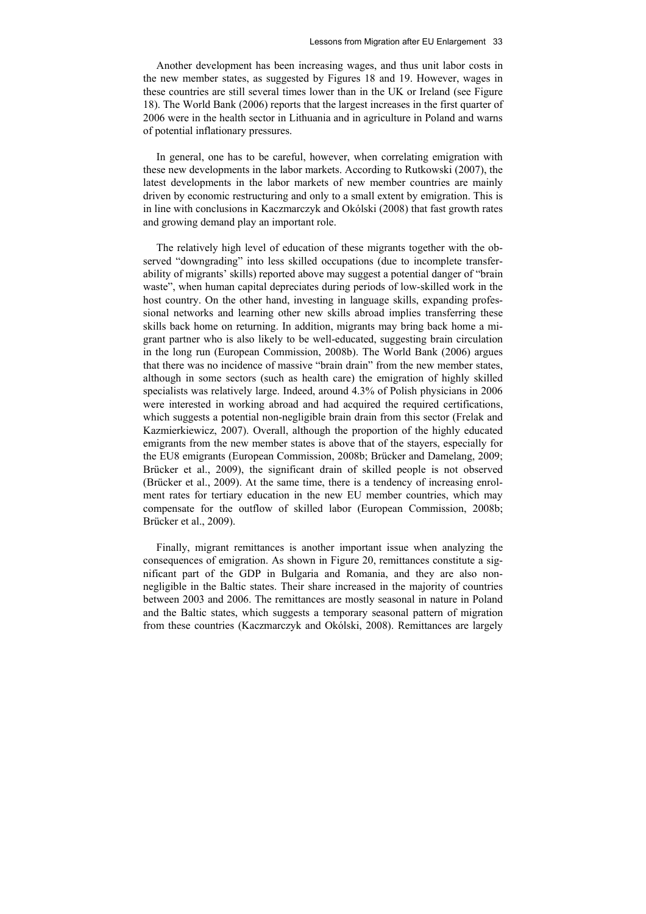Another development has been increasing wages, and thus unit labor costs in the new member states, as suggested by Figures 18 and 19. However, wages in these countries are still several times lower than in the UK or Ireland (see Figure 18). The World Bank (2006) reports that the largest increases in the first quarter of 2006 were in the health sector in Lithuania and in agriculture in Poland and warns of potential inflationary pressures.

In general, one has to be careful, however, when correlating emigration with these new developments in the labor markets. According to Rutkowski (2007), the latest developments in the labor markets of new member countries are mainly driven by economic restructuring and only to a small extent by emigration. This is in line with conclusions in Kaczmarczyk and Okólski (2008) that fast growth rates and growing demand play an important role.

The relatively high level of education of these migrants together with the observed "downgrading" into less skilled occupations (due to incomplete transferability of migrants' skills) reported above may suggest a potential danger of "brain waste", when human capital depreciates during periods of low-skilled work in the host country. On the other hand, investing in language skills, expanding professional networks and learning other new skills abroad implies transferring these skills back home on returning. In addition, migrants may bring back home a migrant partner who is also likely to be well-educated, suggesting brain circulation in the long run (European Commission, 2008b). The World Bank (2006) argues that there was no incidence of massive "brain drain" from the new member states, although in some sectors (such as health care) the emigration of highly skilled specialists was relatively large. Indeed, around 4.3% of Polish physicians in 2006 were interested in working abroad and had acquired the required certifications, which suggests a potential non-negligible brain drain from this sector (Frelak and Kazmierkiewicz, 2007). Overall, although the proportion of the highly educated emigrants from the new member states is above that of the stayers, especially for the EU8 emigrants (European Commission, 2008b; Brücker and Damelang, 2009; Brücker et al., 2009), the significant drain of skilled people is not observed (Brücker et al., 2009). At the same time, there is a tendency of increasing enrolment rates for tertiary education in the new EU member countries, which may compensate for the outflow of skilled labor (European Commission, 2008b; Brücker et al., 2009).

Finally, migrant remittances is another important issue when analyzing the consequences of emigration. As shown in Figure 20, remittances constitute a significant part of the GDP in Bulgaria and Romania, and they are also non-negligible in the Baltic states. Their share increased in the majority of countries between 2003 and 2006. The remittances are mostly seasonal in nature in Poland and the Baltic states, which suggests a temporary seasonal pattern of migration from these countries (Kaczmarczyk and Okólski, 2008). Remittances are largely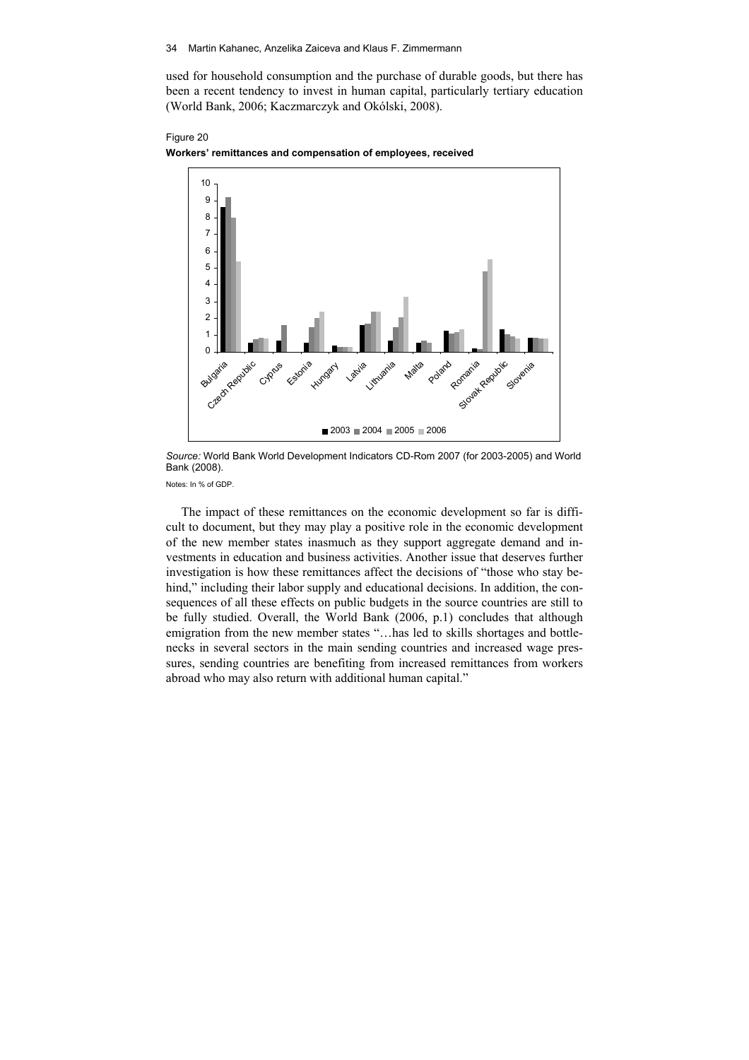used for household consumption and the purchase of durable goods, but there has been a recent tendency to invest in human capital, particularly tertiary education (World Bank, 2006; Kaczmarczyk and Okólski, 2008).

Figure 20

**Workers' remittances and compensation of employees, received**

*Source:* World Bank World Development Indicators CD-Rom 2007 (for 2003-2005) and World Bank (2008).

Notes: In % of GDP.

The impact of these remittances on the economic development so far is difficult to document, but they may play a positive role in the economic development of the new member states inasmuch as they support aggregate demand and investments in education and business activities. Another issue that deserves further investigation is how these remittances affect the decisions of "those who stay behind," including their labor supply and educational decisions. In addition, the consequences of all these effects on public budgets in the source countries are still to be fully studied. Overall, the World Bank (2006, p.1) concludes that although emigration from the new member states "…has led to skills shortages and bottlenecks in several sectors in the main sending countries and increased wage pressures, sending countries are benefiting from increased remittances from workers abroad who may also return with additional human capital."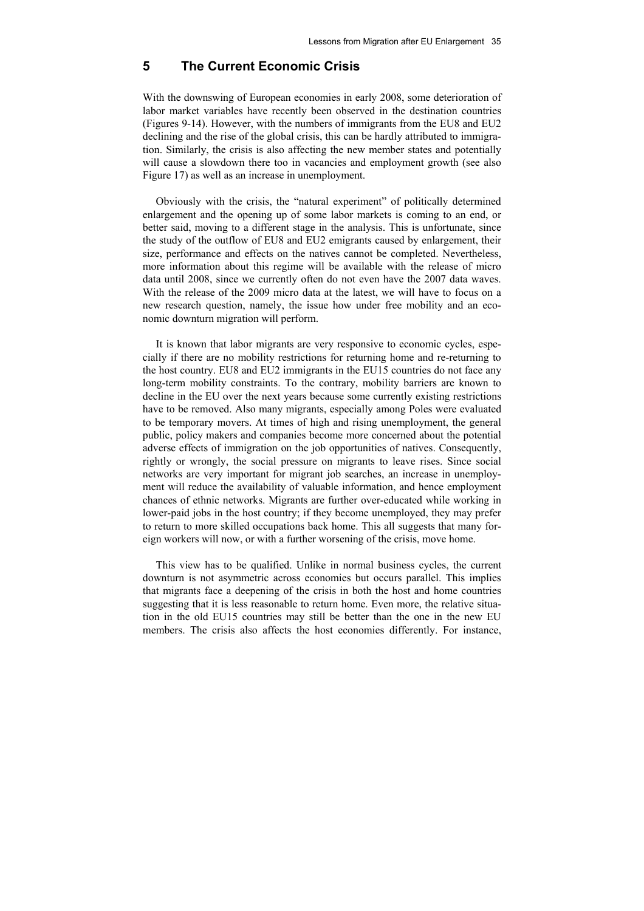# 5 The Current Economic Crisis

With the downswing of European economies in early 2008, some deterioration of labor market variables have recently been observed in the destination countries (Figures 9-14). However, with the numbers of immigrants from the EU8 and EU2 declining and the rise of the global crisis, this can be hardly attributed to immigration. Similarly, the crisis is also affecting the new member states and potentially will cause a slowdown there too in vacancies and employment growth (see also Figure 17) as well as an increase in unemployment.

Obviously with the crisis, the "natural experiment" of politically determined enlargement and the opening up of some labor markets is coming to an end, or better said, moving to a different stage in the analysis. This is unfortunate, since the study of the outflow of EU8 and EU2 emigrants caused by enlargement, their size, performance and effects on the natives cannot be completed. Nevertheless, more information about this regime will be available with the release of micro data until 2008, since we currently often do not even have the 2007 data waves. With the release of the 2009 micro data at the latest, we will have to focus on a new research question, namely, the issue how under free mobility and an economic downturn migration will perform.

It is known that labor migrants are very responsive to economic cycles, especially if there are no mobility restrictions for returning home and re-returning to the host country. EU8 and EU2 immigrants in the EU15 countries do not face any long-term mobility constraints. To the contrary, mobility barriers are known to decline in the EU over the next years because some currently existing restrictions have to be removed. Also many migrants, especially among Poles were evaluated to be temporary movers. At times of high and rising unemployment, the general public, policy makers and companies become more concerned about the potential adverse effects of immigration on the job opportunities of natives. Consequently, rightly or wrongly, the social pressure on migrants to leave rises. Since social networks are very important for migrant job searches, an increase in unemployment will reduce the availability of valuable information, and hence employment chances of ethnic networks. Migrants are further over-educated while working in lower-paid jobs in the host country; if they become unemployed, they may prefer to return to more skilled occupations back home. This all suggests that many foreign workers will now, or with a further worsening of the crisis, move home.

This view has to be qualified. Unlike in normal business cycles, the current downturn is not asymmetric across economies but occurs parallel. This implies that migrants face a deepening of the crisis in both the host and home countries suggesting that it is less reasonable to return home. Even more, the relative situation in the old EU15 countries may still be better than the one in the new EU members. The crisis also affects the host economies differently. For instance,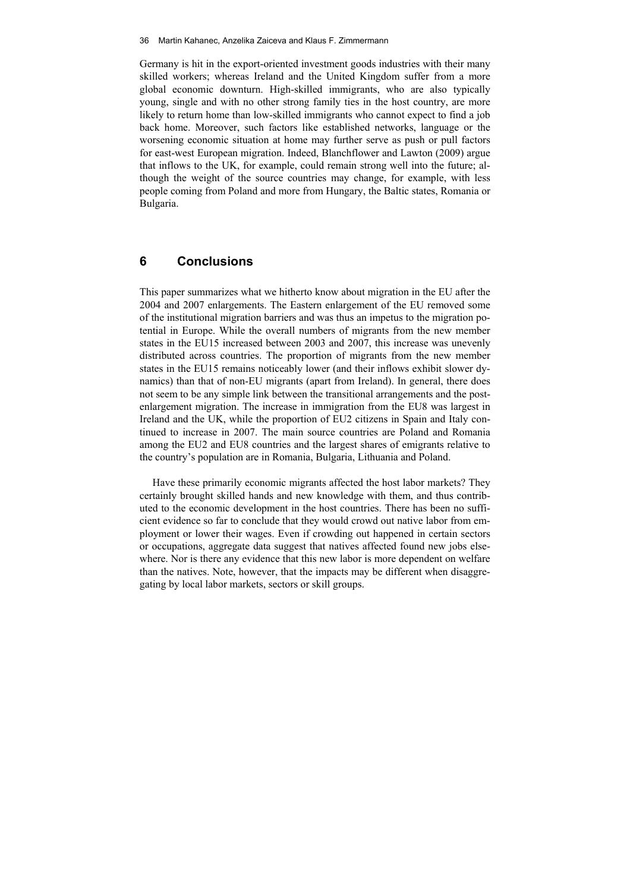Germany is hit in the export-oriented investment goods industries with their many skilled workers; whereas Ireland and the United Kingdom suffer from a more global economic downturn. High-skilled immigrants, who are also typically young, single and with no other strong family ties in the host country, are more likely to return home than low-skilled immigrants who cannot expect to find a job back home. Moreover, such factors like established networks, language or the worsening economic situation at home may further serve as push or pull factors for east-west European migration. Indeed, Blanchflower and Lawton (2009) argue that inflows to the UK, for example, could remain strong well into the future; although the weight of the source countries may change, for example, with less people coming from Poland and more from Hungary, the Baltic states, Romania or Bulgaria.

## 6 Conclusions

This paper summarizes what we hitherto know about migration in the EU after the 2004 and 2007 enlargements. The Eastern enlargement of the EU removed some of the institutional migration barriers and was thus an impetus to the migration potential in Europe. While the overall numbers of migrants from the new member states in the EU15 increased between 2003 and 2007, this increase was unevenly distributed across countries. The proportion of migrants from the new member states in the EU15 remains noticeably lower (and their inflows exhibit slower dynamics) than that of non-EU migrants (apart from Ireland). In general, there does not seem to be any simple link between the transitional arrangements and the post-enlargement migration. The increase in immigration from the EU8 was largest in Ireland and the UK, while the proportion of EU2 citizens in Spain and Italy continued to increase in 2007. The main source countries are Poland and Romania among the EU2 and EU8 countries and the largest shares of emigrants relative to the country's population are in Romania, Bulgaria, Lithuania and Poland.

Have these primarily economic migrants affected the host labor markets? They certainly brought skilled hands and new knowledge with them, and thus contributed to the economic development in the host countries. There has been no sufficient evidence so far to conclude that they would crowd out native labor from employment or lower their wages. Even if crowding out happened in certain sectors or occupations, aggregate data suggest that natives affected found new jobs elsewhere. Nor is there any evidence that this new labor is more dependent on welfare than the natives. Note, however, that the impacts may be different when disaggregating by local labor markets, sectors or skill groups.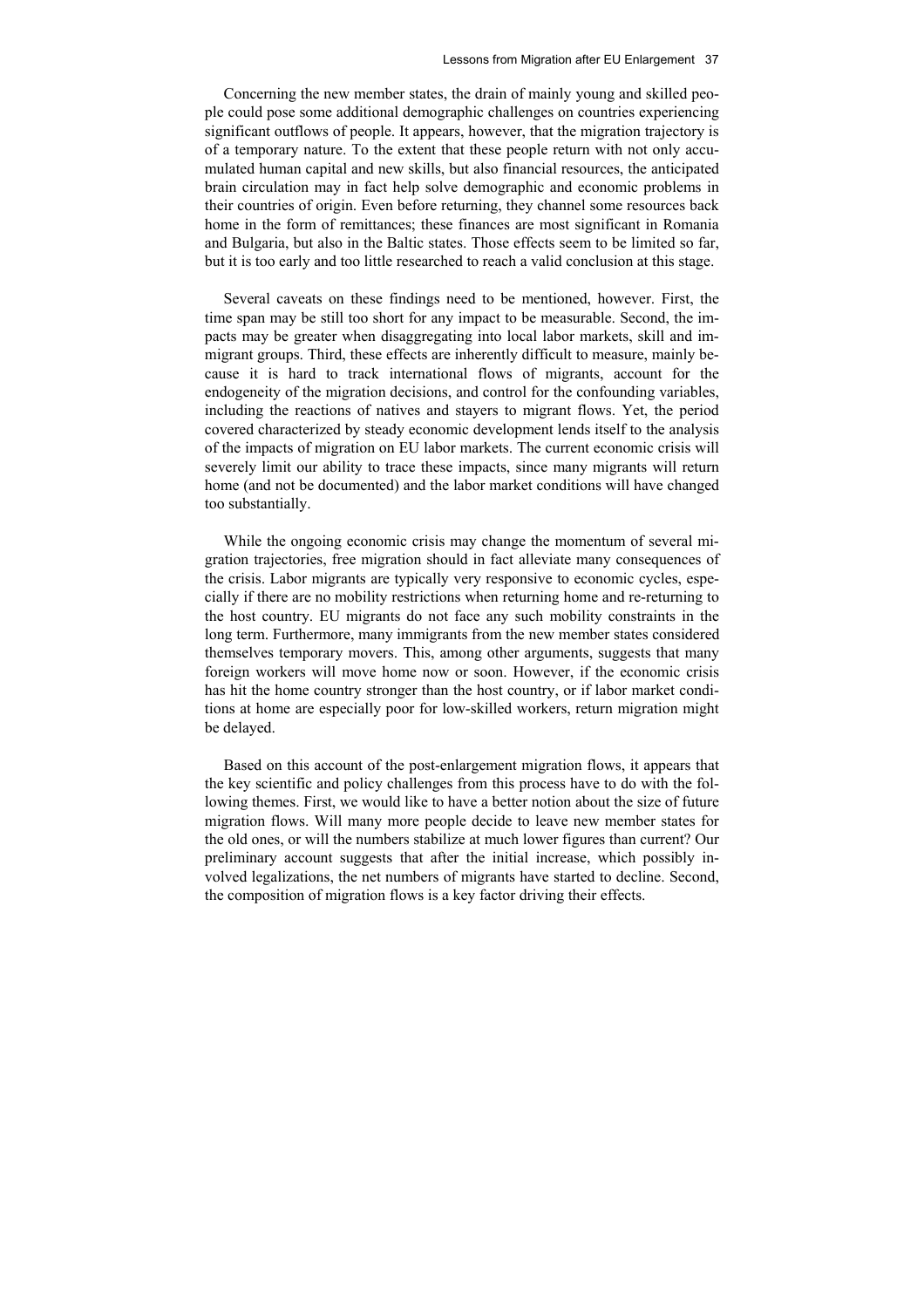Concerning the new member states, the drain of mainly young and skilled people could pose some additional demographic challenges on countries experiencing significant outflows of people. It appears, however, that the migration trajectory is of a temporary nature. To the extent that these people return with not only accumulated human capital and new skills, but also financial resources, the anticipated brain circulation may in fact help solve demographic and economic problems in their countries of origin. Even before returning, they channel some resources back home in the form of remittances; these finances are most significant in Romania and Bulgaria, but also in the Baltic states. Those effects seem to be limited so far, but it is too early and too little researched to reach a valid conclusion at this stage.

Several caveats on these findings need to be mentioned, however. First, the time span may be still too short for any impact to be measurable. Second, the impacts may be greater when disaggregating into local labor markets, skill and immigrant groups. Third, these effects are inherently difficult to measure, mainly because it is hard to track international flows of migrants, account for the endogeneity of the migration decisions, and control for the confounding variables, including the reactions of natives and stayers to migrant flows. Yet, the period covered characterized by steady economic development lends itself to the analysis of the impacts of migration on EU labor markets. The current economic crisis will severely limit our ability to trace these impacts, since many migrants will return home (and not be documented) and the labor market conditions will have changed too substantially.

While the ongoing economic crisis may change the momentum of several migration trajectories, free migration should in fact alleviate many consequences of the crisis. Labor migrants are typically very responsive to economic cycles, especially if there are no mobility restrictions when returning home and re-returning to the host country. EU migrants do not face any such mobility constraints in the long term. Furthermore, many immigrants from the new member states considered themselves temporary movers. This, among other arguments, suggests that many foreign workers will move home now or soon. However, if the economic crisis has hit the home country stronger than the host country, or if labor market conditions at home are especially poor for low-skilled workers, return migration might be delayed.

Based on this account of the post-enlargement migration flows, it appears that the key scientific and policy challenges from this process have to do with the following themes. First, we would like to have a better notion about the size of future migration flows. Will many more people decide to leave new member states for the old ones, or will the numbers stabilize at much lower figures than current? Our preliminary account suggests that after the initial increase, which possibly involved legalizations, the net numbers of migrants have started to decline. Second, the composition of migration flows is a key factor driving their effects.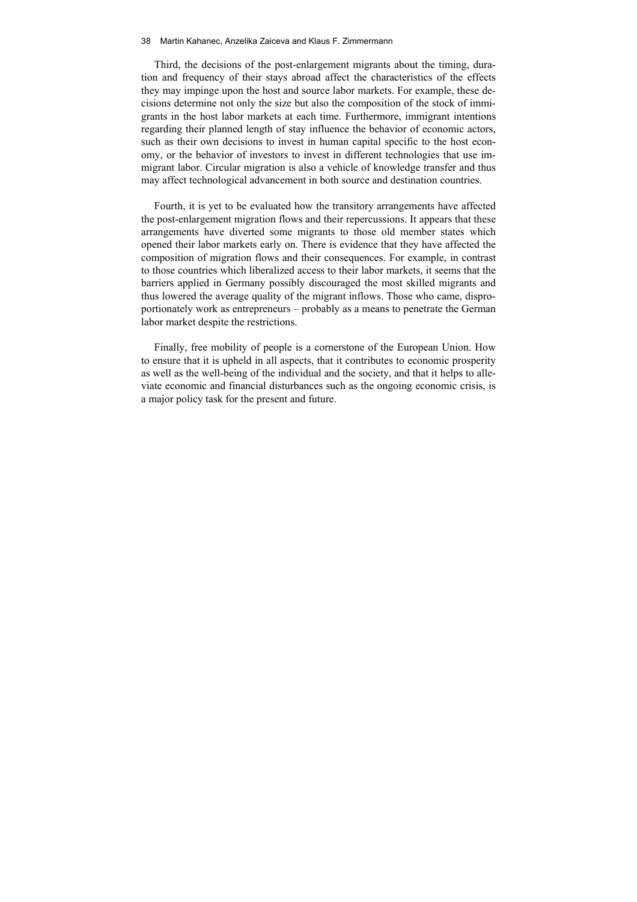Third, the decisions of the post-enlargement migrants about the timing, duration and frequency of their stays abroad affect the characteristics of the effects they may impinge upon the host and source labor markets. For example, these decisions determine not only the size but also the composition of the stock of immigrants in the host labor markets at each time. Furthermore, immigrant intentions regarding their planned length of stay influence the behavior of economic actors, such as their own decisions to invest in human capital specific to the host economy, or the behavior of investors to invest in different technologies that use immigrant labor. Circular migration is also a vehicle of knowledge transfer and thus may affect technological advancement in both source and destination countries.

Fourth, it is yet to be evaluated how the transitory arrangements have affected the post-enlargement migration flows and their repercussions. It appears that these arrangements have diverted some migrants to those old member states which opened their labor markets early on. There is evidence that they have affected the composition of migration flows and their consequences. For example, in contrast to those countries which liberalized access to their labor markets, it seems that the barriers applied in Germany possibly discouraged the most skilled migrants and thus lowered the average quality of the migrant inflows. Those who came, disproportionately work as entrepreneurs – probably as a means to penetrate the German labor market despite the restrictions.

Finally, free mobility of people is a cornerstone of the European Union. How to ensure that it is upheld in all aspects, that it contributes to economic prosperity as well as the well-being of the individual and the society, and that it helps to alleviate economic and financial disturbances such as the ongoing economic crisis, is a major policy task for the present and future.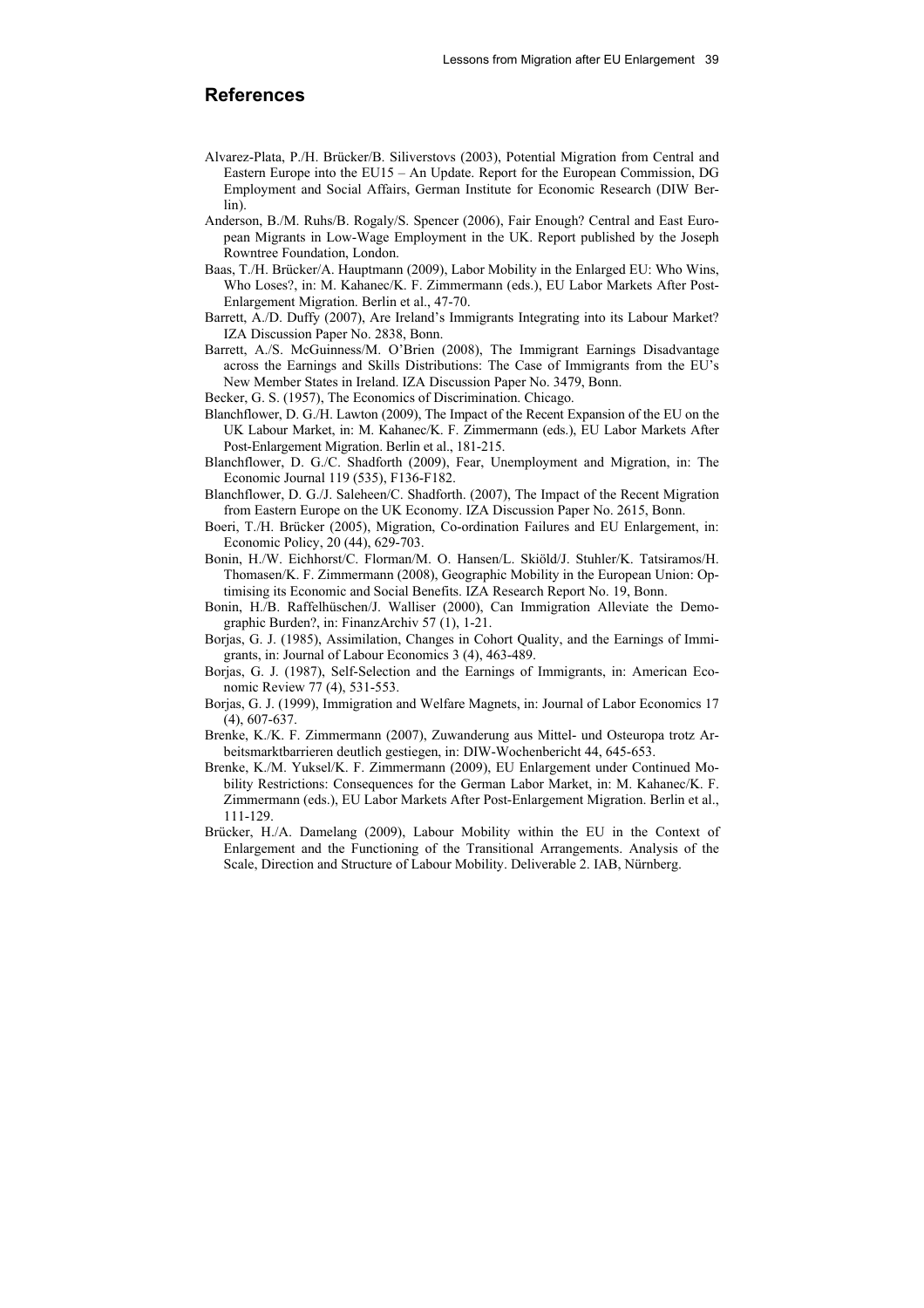## References

Alvarez-Plata, P./H. Brücker/B. Siliverstovs (2003), Potential Migration from Central and Eastern Europe into the EU15 – An Update. Report for the European Commission, DG Employment and Social Affairs, German Institute for Economic Research (DIW Berlin).

Anderson, B./M. Ruhs/B. Rogaly/S. Spencer (2006), Fair Enough? Central and East European Migrants in Low-Wage Employment in the UK. Report published by the Joseph Rowntree Foundation, London.

Baas, T./H. Brücker/A. Hauptmann (2009), Labor Mobility in the Enlarged EU: Who Wins, Who Loses?, in: M. Kahanec/K. F. Zimmermann (eds.), EU Labor Markets After Post-Enlargement Migration. Berlin et al., 47-70.

Barrett, A./D. Duffy (2007), Are Ireland's Immigrants Integrating into its Labour Market? IZA Discussion Paper No. 2838, Bonn.

Barrett, A./S. McGuinness/M. O'Brien (2008), The Immigrant Earnings Disadvantage across the Earnings and Skills Distributions: The Case of Immigrants from the EU's New Member States in Ireland. IZA Discussion Paper No. 3479, Bonn.

Becker, G. S. (1957), The Economics of Discrimination. Chicago.

Blanchflower, D. G./H. Lawton (2009), The Impact of the Recent Expansion of the EU on the UK Labour Market, in: M. Kahanec/K. F. Zimmermann (eds.), EU Labor Markets After Post-Enlargement Migration. Berlin et al., 181-215.

Blanchflower, D. G./C. Shadforth (2009), Fear, Unemployment and Migration, in: The Economic Journal 119 (535), F136-F182.

Blanchflower, D. G./J. Saleheen/C. Shadforth. (2007), The Impact of the Recent Migration from Eastern Europe on the UK Economy. IZA Discussion Paper No. 2615, Bonn.

Boeri, T./H. Brücker (2005), Migration, Co-ordination Failures and EU Enlargement, in: Economic Policy, 20 (44), 629-703.

Bonin, H./W. Eichhorst/C. Florman/M. O. Hansen/L. Skiöld/J. Stuhler/K. Tatsiramos/H. Thomasen/K. F. Zimmermann (2008), Geographic Mobility in the European Union: Optimising its Economic and Social Benefits. IZA Research Report No. 19, Bonn.

Bonin, H./B. Raffelhüschen/J. Walliser (2000), Can Immigration Alleviate the Demographic Burden?, in: FinanzArchiv 57 (1), 1-21.

Borjas, G. J. (1985), Assimilation, Changes in Cohort Quality, and the Earnings of Immigrants, in: Journal of Labour Economics 3 (4), 463-489.

Borjas, G. J. (1987), Self-Selection and the Earnings of Immigrants, in: American Economic Review 77 (4), 531-553.

Borjas, G. J. (1999), Immigration and Welfare Magnets, in: Journal of Labor Economics 17 (4), 607-637.

Brenke, K./K. F. Zimmermann (2007), Zuwanderung aus Mittel- und Osteuropa trotz Arbeitsmarktbarrieren deutlich gestiegen, in: DIW-Wochenbericht 44, 645-653.

Brenke, K./M. Yuksel/K. F. Zimmermann (2009), EU Enlargement under Continued Mobility Restrictions: Consequences for the German Labor Market, in: M. Kahanec/K. F. Zimmermann (eds.), EU Labor Markets After Post-Enlargement Migration. Berlin et al., 111-129.

Brücker, H./A. Damelang (2009), Labour Mobility within the EU in the Context of Enlargement and the Functioning of the Transitional Arrangements. Analysis of the Scale, Direction and Structure of Labour Mobility. Deliverable 2. IAB, Nürnberg.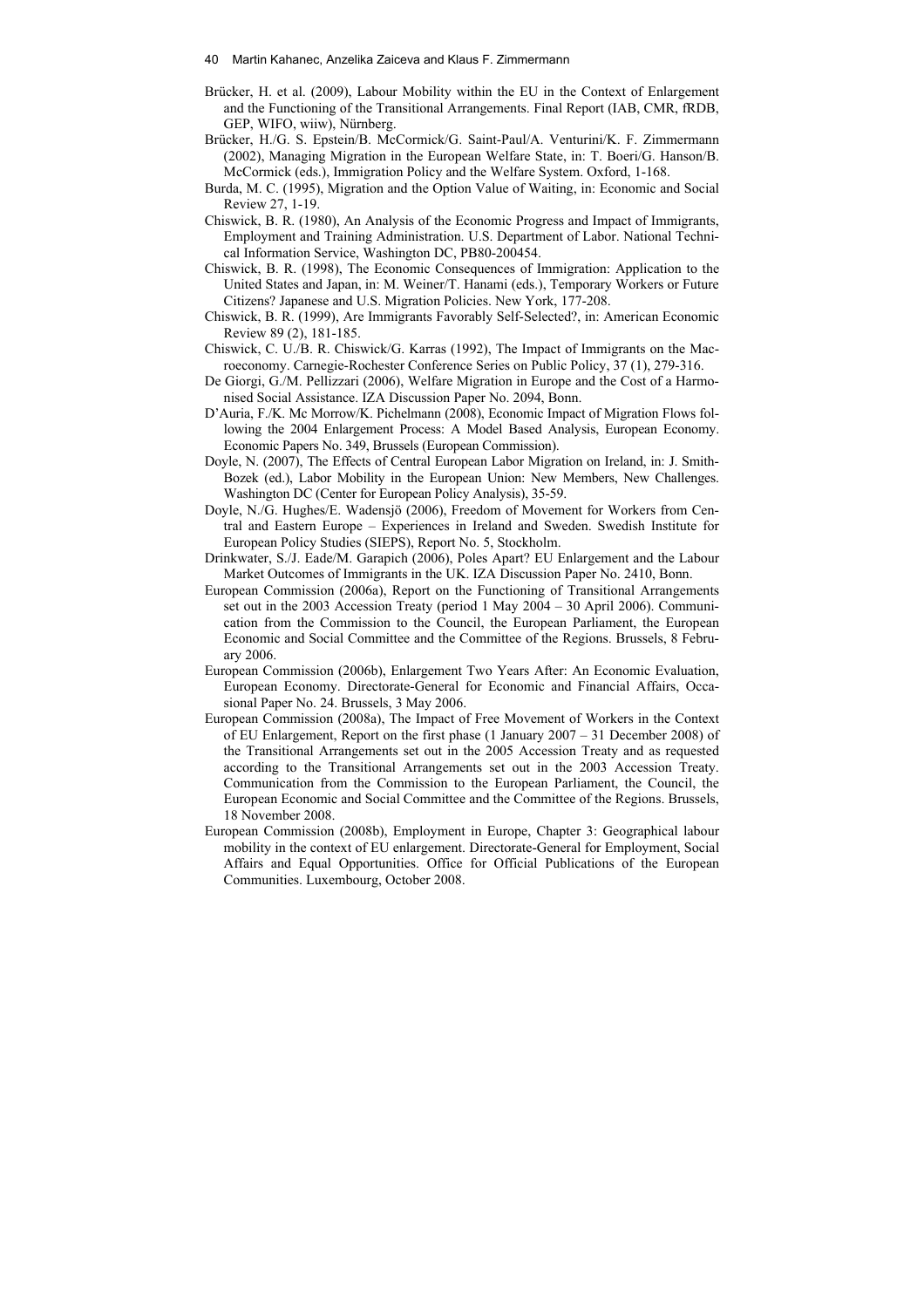Brücker, H. et al. (2009), Labour Mobility within the EU in the Context of Enlargement and the Functioning of the Transitional Arrangements. Final Report (IAB, CMR, fRDB, GEP, WIFO, wiiw), Nürnberg.

Brücker, H./G. S. Epstein/B. McCormick/G. Saint-Paul/A. Venturini/K. F. Zimmermann (2002), Managing Migration in the European Welfare State, in: T. Boeri/G. Hanson/B. McCormick (eds.), Immigration Policy and the Welfare System. Oxford, 1-168.

Burda, M. C. (1995), Migration and the Option Value of Waiting, in: Economic and Social Review 27, 1-19.

Chiswick, B. R. (1980), An Analysis of the Economic Progress and Impact of Immigrants, Employment and Training Administration. U.S. Department of Labor. National Technical Information Service, Washington DC, PB80-200454.

Chiswick, B. R. (1998), The Economic Consequences of Immigration: Application to the United States and Japan, in: M. Weiner/T. Hanami (eds.), Temporary Workers or Future Citizens? Japanese and U.S. Migration Policies. New York, 177-208.

Chiswick, B. R. (1999), Are Immigrants Favorably Self-Selected?, in: American Economic Review 89 (2), 181-185.

Chiswick, C. U./B. R. Chiswick/G. Karras (1992), The Impact of Immigrants on the Macroeconomy. Carnegie-Rochester Conference Series on Public Policy, 37 (1), 279-316.

De Giorgi, G./M. Pellizzari (2006), Welfare Migration in Europe and the Cost of a Harmonised Social Assistance. IZA Discussion Paper No. 2094, Bonn.

D'Auria, F./K. Mc Morrow/K. Pichelmann (2008), Economic Impact of Migration Flows following the 2004 Enlargement Process: A Model Based Analysis, European Economy. Economic Papers No. 349, Brussels (European Commission).

Doyle, N. (2007), The Effects of Central European Labor Migration on Ireland, in: J. Smith-Bozek (ed.), Labor Mobility in the European Union: New Members, New Challenges. Washington DC (Center for European Policy Analysis), 35-59.

Doyle, N./G. Hughes/E. Wadensjö (2006), Freedom of Movement for Workers from Central and Eastern Europe – Experiences in Ireland and Sweden. Swedish Institute for European Policy Studies (SIEPS), Report No. 5, Stockholm.

Drinkwater, S./J. Eade/M. Garapich (2006), Poles Apart? EU Enlargement and the Labour Market Outcomes of Immigrants in the UK. IZA Discussion Paper No. 2410, Bonn.

European Commission (2006a), Report on the Functioning of Transitional Arrangements set out in the 2003 Accession Treaty (period 1 May 2004 – 30 April 2006). Communication from the Commission to the Council, the European Parliament, the European Economic and Social Committee and the Committee of the Regions. Brussels, 8 February 2006.

European Commission (2006b), Enlargement Two Years After: An Economic Evaluation, European Economy. Directorate-General for Economic and Financial Affairs, Occasional Paper No. 24. Brussels, 3 May 2006.

European Commission (2008a), The Impact of Free Movement of Workers in the Context of EU Enlargement, Report on the first phase (1 January 2007 – 31 December 2008) of the Transitional Arrangements set out in the 2005 Accession Treaty and as requested according to the Transitional Arrangements set out in the 2003 Accession Treaty. Communication from the Commission to the European Parliament, the Council, the European Economic and Social Committee and the Committee of the Regions. Brussels, 18 November 2008.

European Commission (2008b), Employment in Europe, Chapter 3: Geographical labour mobility in the context of EU enlargement. Directorate-General for Employment, Social Affairs and Equal Opportunities. Office for Official Publications of the European Communities. Luxembourg, October 2008.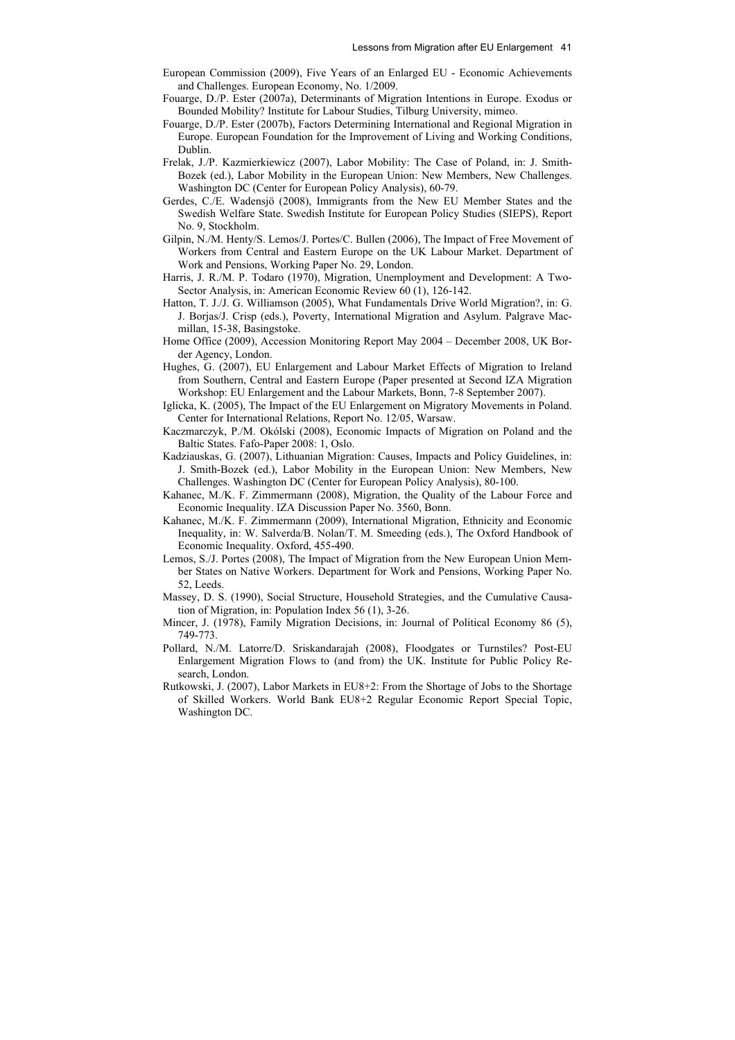European Commission (2009), Five Years of an Enlarged EU - Economic Achievements and Challenges. European Economy, No. 1/2009.

Fouarge, D./P. Ester (2007a), Determinants of Migration Intentions in Europe. Exodus or Bounded Mobility? Institute for Labour Studies, Tilburg University, mimeo.

Fouarge, D./P. Ester (2007b), Factors Determining International and Regional Migration in Europe. European Foundation for the Improvement of Living and Working Conditions, Dublin.

Frelak, J./P. Kazmierkiewicz (2007), Labor Mobility: The Case of Poland, in: J. Smith-Bozek (ed.), Labor Mobility in the European Union: New Members, New Challenges. Washington DC (Center for European Policy Analysis), 60-79.

Gerdes, C./E. Wadensjö (2008), Immigrants from the New EU Member States and the Swedish Welfare State. Swedish Institute for European Policy Studies (SIEPS), Report No. 9, Stockholm.

Gilpin, N./M. Henty/S. Lemos/J. Portes/C. Bullen (2006), The Impact of Free Movement of Workers from Central and Eastern Europe on the UK Labour Market. Department of Work and Pensions, Working Paper No. 29, London.

Harris, J. R./M. P. Todaro (1970), Migration, Unemployment and Development: A Two-Sector Analysis, in: American Economic Review 60 (1), 126-142.

Hatton, T. J./J. G. Williamson (2005), What Fundamentals Drive World Migration?, in: G. J. Borjas/J. Crisp (eds.), Poverty, International Migration and Asylum. Palgrave Macmillan, 15-38, Basingstoke.

Home Office (2009), Accession Monitoring Report May 2004 – December 2008, UK Border Agency, London.

Hughes, G. (2007), EU Enlargement and Labour Market Effects of Migration to Ireland from Southern, Central and Eastern Europe (Paper presented at Second IZA Migration Workshop: EU Enlargement and the Labour Markets, Bonn, 7-8 September 2007).

Iglicka, K. (2005), The Impact of the EU Enlargement on Migratory Movements in Poland. Center for International Relations, Report No. 12/05, Warsaw.

Kaczmarczyk, P./M. Okólski (2008), Economic Impacts of Migration on Poland and the Baltic States. Fafo-Paper 2008: 1, Oslo.

Kadziauskas, G. (2007), Lithuanian Migration: Causes, Impacts and Policy Guidelines, in: J. Smith-Bozek (ed.), Labor Mobility in the European Union: New Members, New Challenges. Washington DC (Center for European Policy Analysis), 80-100.

Kahanec, M./K. F. Zimmermann (2008), Migration, the Quality of the Labour Force and Economic Inequality. IZA Discussion Paper No. 3560, Bonn.

Kahanec, M./K. F. Zimmermann (2009), International Migration, Ethnicity and Economic Inequality, in: W. Salverda/B. Nolan/T. M. Smeeding (eds.), The Oxford Handbook of Economic Inequality. Oxford, 455-490.

Lemos, S./J. Portes (2008), The Impact of Migration from the New European Union Member States on Native Workers. Department for Work and Pensions, Working Paper No. 52, Leeds.

Massey, D. S. (1990), Social Structure, Household Strategies, and the Cumulative Causation of Migration, in: Population Index 56 (1), 3-26.

Mincer, J. (1978), Family Migration Decisions, in: Journal of Political Economy 86 (5), 749-773.

Pollard, N./M. Latorre/D. Sriskandarajah (2008), Floodgates or Turnstiles? Post-EU Enlargement Migration Flows to (and from) the UK. Institute for Public Policy Research, London.

Rutkowski, J. (2007), Labor Markets in EU8+2: From the Shortage of Jobs to the Shortage of Skilled Workers. World Bank EU8+2 Regular Economic Report Special Topic, Washington DC.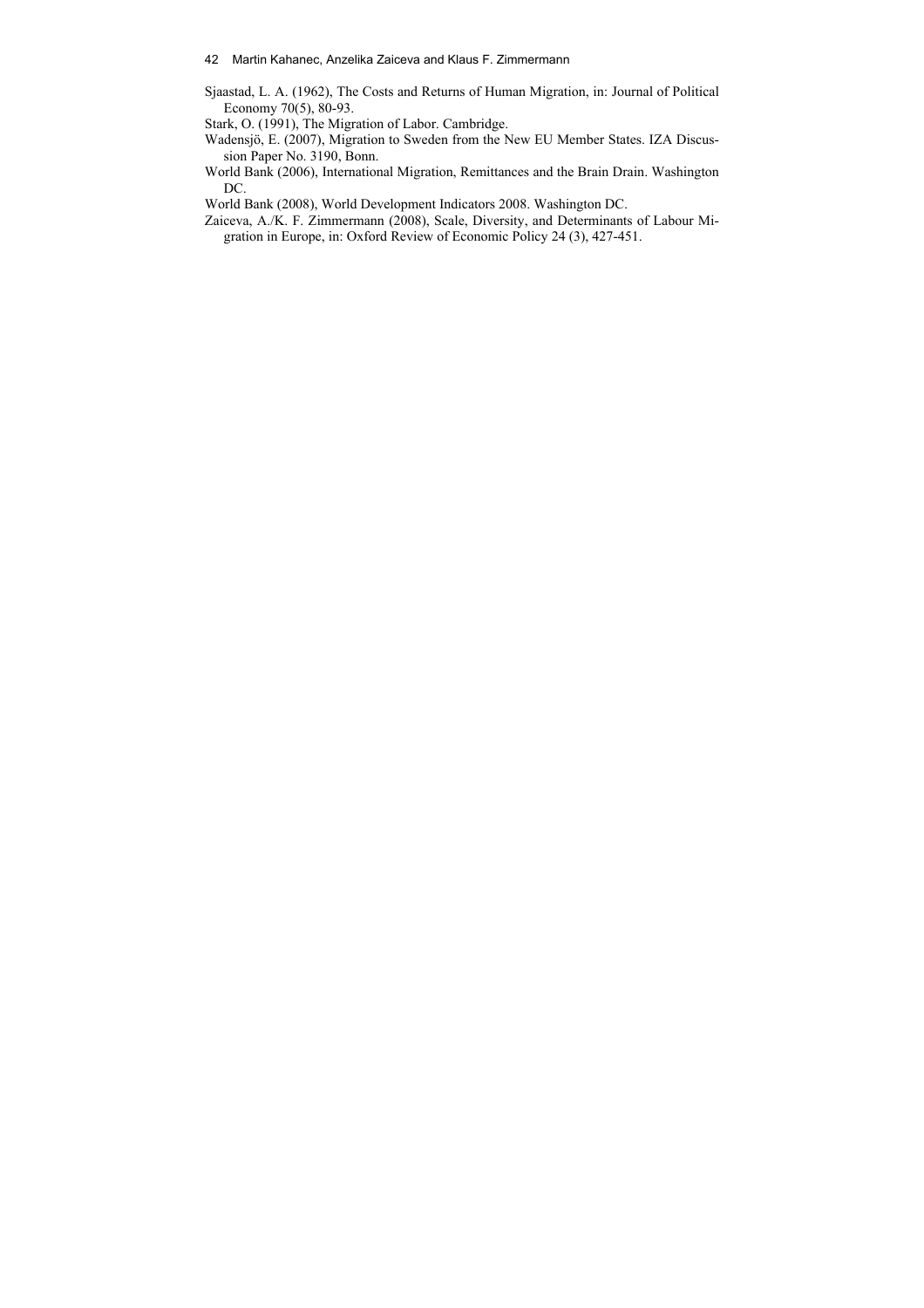Sjaastad, L. A. (1962), The Costs and Returns of Human Migration, in: Journal of Political Economy 70(5), 80-93.

Stark, O. (1991), The Migration of Labor. Cambridge.

Wadensjö, E. (2007), Migration to Sweden from the New EU Member States. IZA Discussion Paper No. 3190, Bonn.

World Bank (2006), International Migration, Remittances and the Brain Drain. Washington DC.

World Bank (2008), World Development Indicators 2008. Washington DC.

Zaiceva, A./K. F. Zimmermann (2008), Scale, Diversity, and Determinants of Labour Migration in Europe, in: Oxford Review of Economic Policy 24 (3), 427-451.